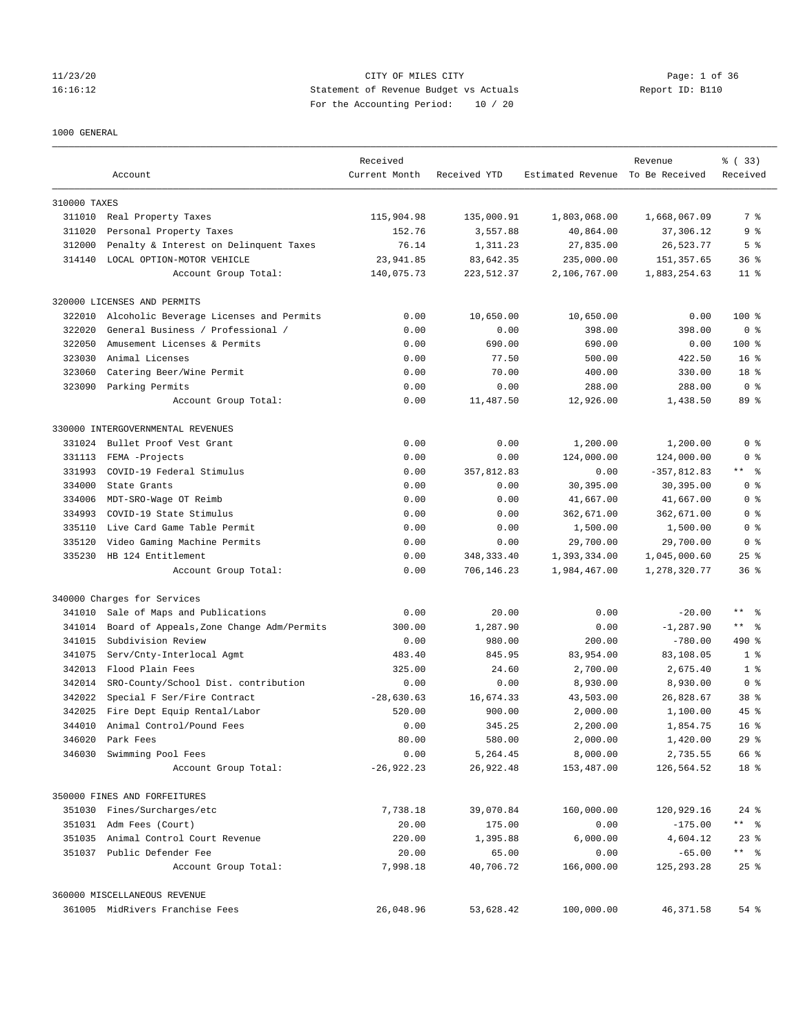CITY OF MILES CITY

Statement of Revenue Budget vs Actuals

For the Accounting Period: 10 / 20

1000 GENERAL

| Account | | Received Current Month | Received YTD | Estimated Revenue | Revenue To Be Received | % ( 33) Received |
|---|---|---|---|---|---|---|
| 310000 TAXES | | | | | | |
| 311010 | Real Property Taxes | 115,904.98 | 135,000.91 | 1,803,068.00 | 1,668,067.09 | 7 % |
| 311020 | Personal Property Taxes | 152.76 | 3,557.88 | 40,864.00 | 37,306.12 | 9 % |
| 312000 | Penalty & Interest on Delinquent Taxes | 76.14 | 1,311.23 | 27,835.00 | 26,523.77 | 5 % |
| 314140 | LOCAL OPTION-MOTOR VEHICLE | 23,941.85 | 83,642.35 | 235,000.00 | 151,357.65 | 36 % |
| | Account Group Total: | 140,075.73 | 223,512.37 | 2,106,767.00 | 1,883,254.63 | 11 % |
| 320000 LICENSES AND PERMITS | | | | | | |
| 322010 | Alcoholic Beverage Licenses and Permits | 0.00 | 10,650.00 | 10,650.00 | 0.00 | 100 % |
| 322020 | General Business / Professional / | 0.00 | 0.00 | 398.00 | 398.00 | 0 % |
| 322050 | Amusement Licenses & Permits | 0.00 | 690.00 | 690.00 | 0.00 | 100 % |
| 323030 | Animal Licenses | 0.00 | 77.50 | 500.00 | 422.50 | 16 % |
| 323060 | Catering Beer/Wine Permit | 0.00 | 70.00 | 400.00 | 330.00 | 18 % |
| 323090 | Parking Permits | 0.00 | 0.00 | 288.00 | 288.00 | 0 % |
| | Account Group Total: | 0.00 | 11,487.50 | 12,926.00 | 1,438.50 | 89 % |
| 330000 INTERGOVERNMENTAL REVENUES | | | | | | |
| 331024 | Bullet Proof Vest Grant | 0.00 | 0.00 | 1,200.00 | 1,200.00 | 0 % |
| 331113 | FEMA -Projects | 0.00 | 0.00 | 124,000.00 | 124,000.00 | 0 % |
| 331993 | COVID-19 Federal Stimulus | 0.00 | 357,812.83 | 0.00 | -357,812.83 | ** % |
| 334000 | State Grants | 0.00 | 0.00 | 30,395.00 | 30,395.00 | 0 % |
| 334006 | MDT-SRO-Wage OT Reimb | 0.00 | 0.00 | 41,667.00 | 41,667.00 | 0 % |
| 334993 | COVID-19 State Stimulus | 0.00 | 0.00 | 362,671.00 | 362,671.00 | 0 % |
| 335110 | Live Card Game Table Permit | 0.00 | 0.00 | 1,500.00 | 1,500.00 | 0 % |
| 335120 | Video Gaming Machine Permits | 0.00 | 0.00 | 29,700.00 | 29,700.00 | 0 % |
| 335230 | HB 124 Entitlement | 0.00 | 348,333.40 | 1,393,334.00 | 1,045,000.60 | 25 % |
| | Account Group Total: | 0.00 | 706,146.23 | 1,984,467.00 | 1,278,320.77 | 36 % |
| 340000 Charges for Services | | | | | | |
| 341010 | Sale of Maps and Publications | 0.00 | 20.00 | 0.00 | -20.00 | ** % |
| 341014 | Board of Appeals,Zone Change Adm/Permits | 300.00 | 1,287.90 | 0.00 | -1,287.90 | ** % |
| 341015 | Subdivision Review | 0.00 | 980.00 | 200.00 | -780.00 | 490 % |
| 341075 | Serv/Cnty-Interlocal Agmt | 483.40 | 845.95 | 83,954.00 | 83,108.05 | 1 % |
| 342013 | Flood Plain Fees | 325.00 | 24.60 | 2,700.00 | 2,675.40 | 1 % |
| 342014 | SRO-County/School Dist. contribution | 0.00 | 0.00 | 8,930.00 | 8,930.00 | 0 % |
| 342022 | Special F Ser/Fire Contract | -28,630.63 | 16,674.33 | 43,503.00 | 26,828.67 | 38 % |
| 342025 | Fire Dept Equip Rental/Labor | 520.00 | 900.00 | 2,000.00 | 1,100.00 | 45 % |
| 344010 | Animal Control/Pound Fees | 0.00 | 345.25 | 2,200.00 | 1,854.75 | 16 % |
| 346020 | Park Fees | 80.00 | 580.00 | 2,000.00 | 1,420.00 | 29 % |
| 346030 | Swimming Pool Fees | 0.00 | 5,264.45 | 8,000.00 | 2,735.55 | 66 % |
| | Account Group Total: | -26,922.23 | 26,922.48 | 153,487.00 | 126,564.52 | 18 % |
| 350000 FINES AND FORFEITURES | | | | | | |
| 351030 | Fines/Surcharges/etc | 7,738.18 | 39,070.84 | 160,000.00 | 120,929.16 | 24 % |
| 351031 | Adm Fees (Court) | 20.00 | 175.00 | 0.00 | -175.00 | ** % |
| 351035 | Animal Control Court Revenue | 220.00 | 1,395.88 | 6,000.00 | 4,604.12 | 23 % |
| 351037 | Public Defender Fee | 20.00 | 65.00 | 0.00 | -65.00 | ** % |
| | Account Group Total: | 7,998.18 | 40,706.72 | 166,000.00 | 125,293.28 | 25 % |
| 360000 MISCELLANEOUS REVENUE | | | | | | |
| 361005 | MidRivers Franchise Fees | 26,048.96 | 53,628.42 | 100,000.00 | 46,371.58 | 54 % |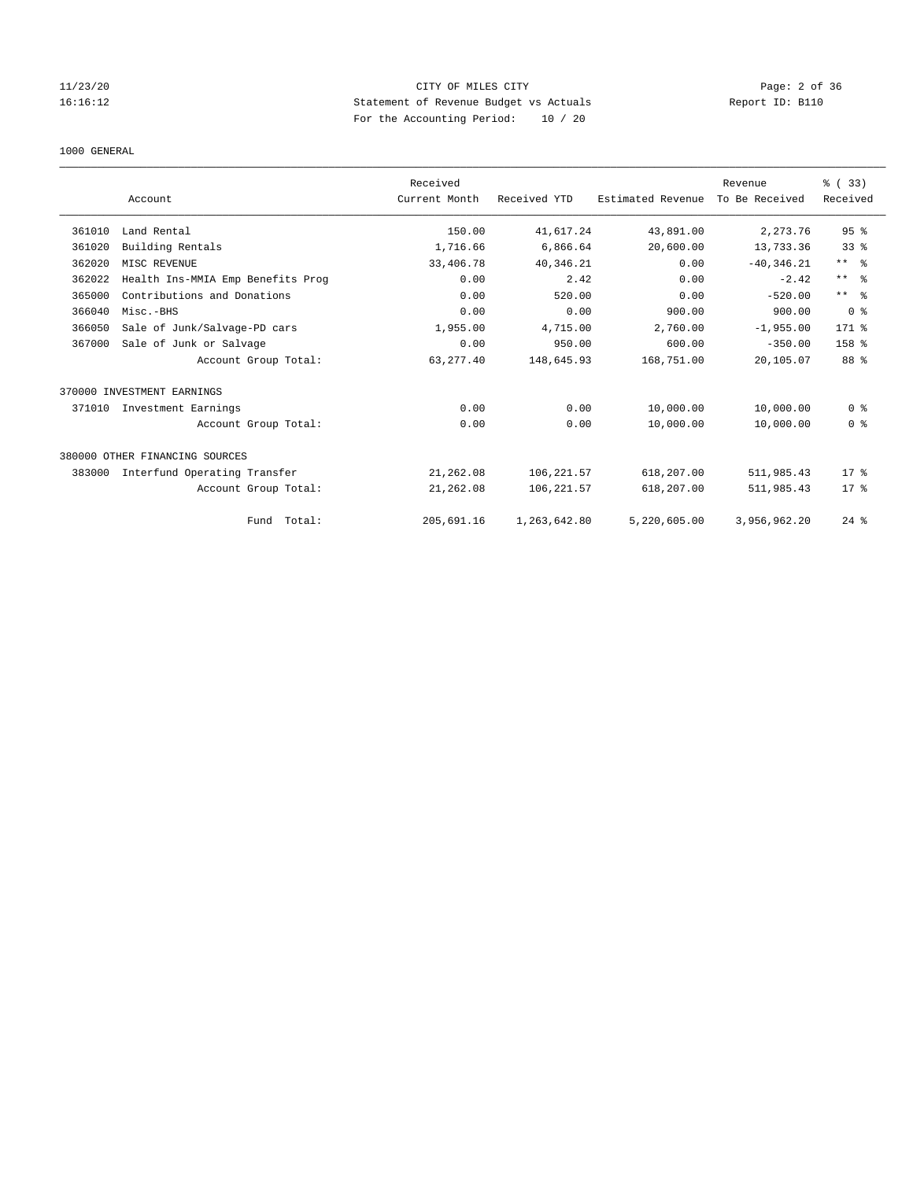CITY OF MILES CITY
Statement of Revenue Budget vs Actuals
For the Accounting Period: 10 / 20

1000 GENERAL

| | Account | Received Current Month | Received YTD | Estimated Revenue | Revenue To Be Received | % ( 33) Received |
|---|---|---|---|---|---|---|
| 361010 | Land Rental | 150.00 | 41,617.24 | 43,891.00 | 2,273.76 | 95 % |
| 361020 | Building Rentals | 1,716.66 | 6,866.64 | 20,600.00 | 13,733.36 | 33 % |
| 362020 | MISC REVENUE | 33,406.78 | 40,346.21 | 0.00 | -40,346.21 | ** % |
| 362022 | Health Ins-MMIA Emp Benefits Prog | 0.00 | 2.42 | 0.00 | -2.42 | ** % |
| 365000 | Contributions and Donations | 0.00 | 520.00 | 0.00 | -520.00 | ** % |
| 366040 | Misc.-BHS | 0.00 | 0.00 | 900.00 | 900.00 | 0 % |
| 366050 | Sale of Junk/Salvage-PD cars | 1,955.00 | 4,715.00 | 2,760.00 | -1,955.00 | 171 % |
| 367000 | Sale of Junk or Salvage | 0.00 | 950.00 | 600.00 | -350.00 | 158 % |
| | Account Group Total: | 63,277.40 | 148,645.93 | 168,751.00 | 20,105.07 | 88 % |
| 370000 INVESTMENT EARNINGS | | | | | | |
| 371010 | Investment Earnings | 0.00 | 0.00 | 10,000.00 | 10,000.00 | 0 % |
| | Account Group Total: | 0.00 | 0.00 | 10,000.00 | 10,000.00 | 0 % |
| 380000 OTHER FINANCING SOURCES | | | | | | |
| 383000 | Interfund Operating Transfer | 21,262.08 | 106,221.57 | 618,207.00 | 511,985.43 | 17 % |
| | Account Group Total: | 21,262.08 | 106,221.57 | 618,207.00 | 511,985.43 | 17 % |
| | Fund Total: | 205,691.16 | 1,263,642.80 | 5,220,605.00 | 3,956,962.20 | 24 % |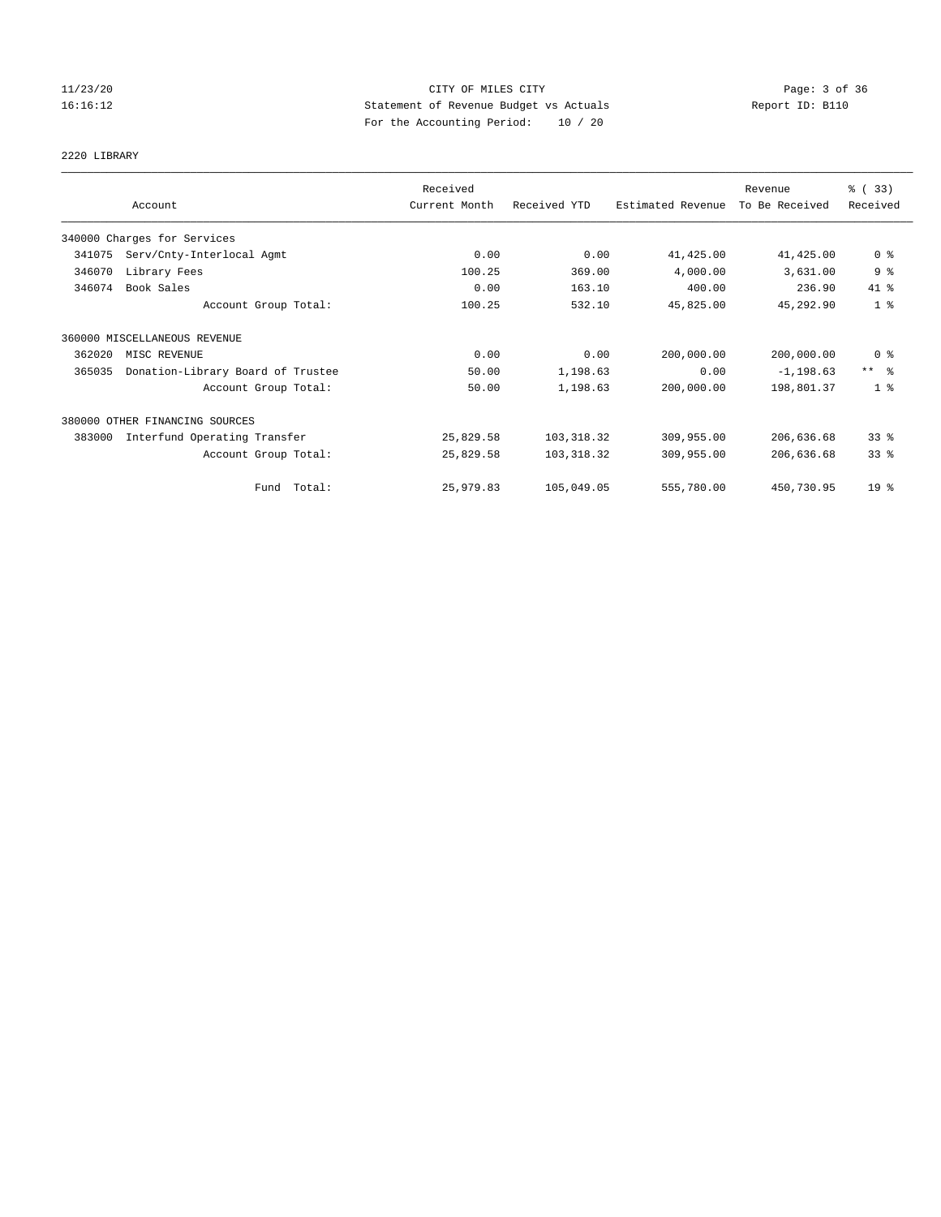CITY OF MILES CITY
Statement of Revenue Budget vs Actuals
For the Accounting Period: 10 / 20

11/23/20
16:16:12
Report ID: B110

## 2220 LIBRARY

| Account | Received Current Month | Received YTD | Estimated Revenue | Revenue To Be Received | % ( 33) Received |
|---|---|---|---|---|---|
| 340000 Charges for Services | | | | | |
| 341075 Serv/Cnty-Interlocal Agmt | 0.00 | 0.00 | 41,425.00 | 41,425.00 | 0 % |
| 346070 Library Fees | 100.25 | 369.00 | 4,000.00 | 3,631.00 | 9 % |
| 346074 Book Sales | 0.00 | 163.10 | 400.00 | 236.90 | 41 % |
| Account Group Total: | 100.25 | 532.10 | 45,825.00 | 45,292.90 | 1 % |
| 360000 MISCELLANEOUS REVENUE | | | | | |
| 362020 MISC REVENUE | 0.00 | 0.00 | 200,000.00 | 200,000.00 | 0 % |
| 365035 Donation-Library Board of Trustee | 50.00 | 1,198.63 | 0.00 | -1,198.63 | ** % |
| Account Group Total: | 50.00 | 1,198.63 | 200,000.00 | 198,801.37 | 1 % |
| 380000 OTHER FINANCING SOURCES | | | | | |
| 383000 Interfund Operating Transfer | 25,829.58 | 103,318.32 | 309,955.00 | 206,636.68 | 33 % |
| Account Group Total: | 25,829.58 | 103,318.32 | 309,955.00 | 206,636.68 | 33 % |
| Fund Total: | 25,979.83 | 105,049.05 | 555,780.00 | 450,730.95 | 19 % |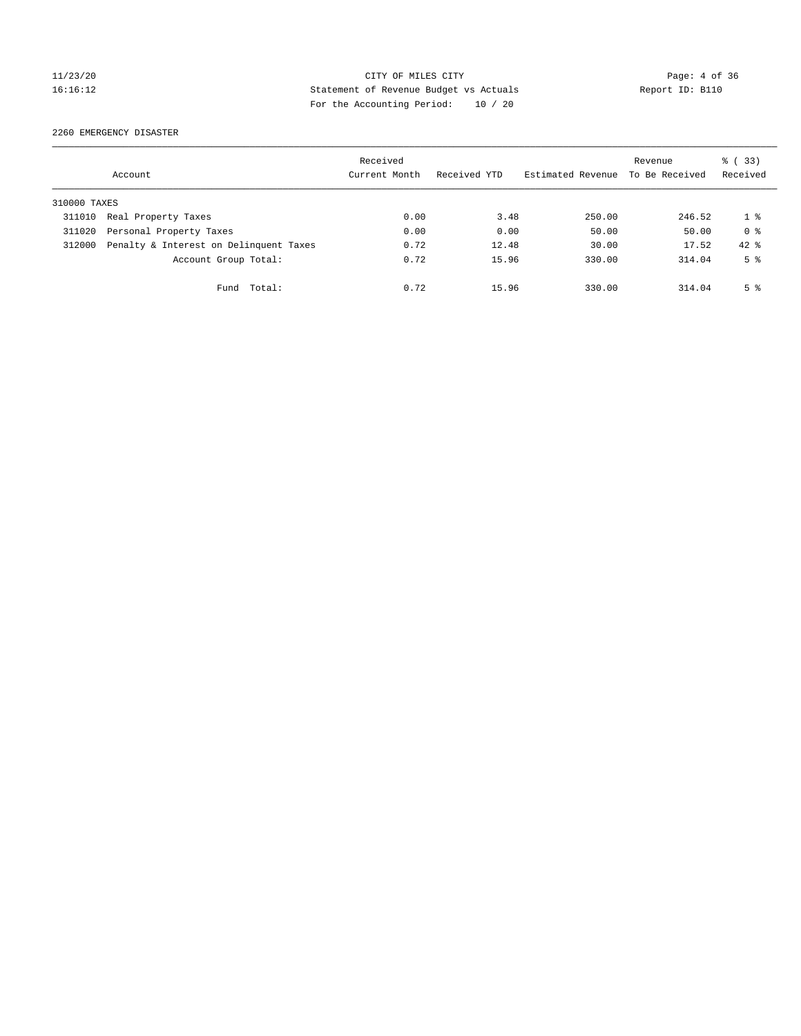CITY OF MILES CITY
Statement of Revenue Budget vs Actuals
For the Accounting Period: 10 / 20

2260 EMERGENCY DISASTER

| Account | Received Current Month | Received YTD | Estimated Revenue | Revenue To Be Received | % ( 33) Received |
|---|---|---|---|---|---|
| 310000 TAXES | | | | | |
| 311010 Real Property Taxes | 0.00 | 3.48 | 250.00 | 246.52 | 1 % |
| 311020 Personal Property Taxes | 0.00 | 0.00 | 50.00 | 50.00 | 0 % |
| 312000 Penalty & Interest on Delinquent Taxes | 0.72 | 12.48 | 30.00 | 17.52 | 42 % |
| Account Group Total: | 0.72 | 15.96 | 330.00 | 314.04 | 5 % |
| Fund Total: | 0.72 | 15.96 | 330.00 | 314.04 | 5 % |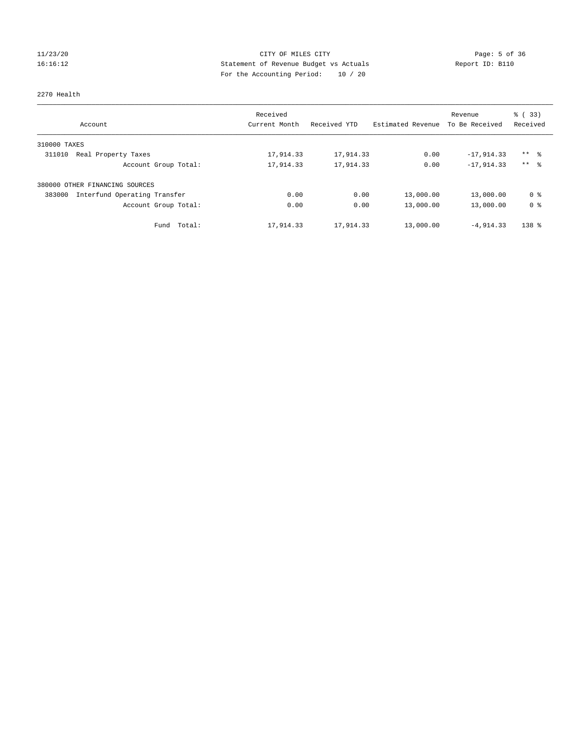CITY OF MILES CITY
Statement of Revenue Budget vs Actuals
For the Accounting Period: 10 / 20

2270 Health

| Account | Received Current Month | Received YTD | Estimated Revenue | Revenue To Be Received | % ( 33) Received |
|---|---|---|---|---|---|
| 310000 TAXES | | | | | |
| 311010 Real Property Taxes | 17,914.33 | 17,914.33 | 0.00 | -17,914.33 | ** % |
| Account Group Total: | 17,914.33 | 17,914.33 | 0.00 | -17,914.33 | ** % |
| 380000 OTHER FINANCING SOURCES | | | | | |
| 383000 Interfund Operating Transfer | 0.00 | 0.00 | 13,000.00 | 13,000.00 | 0 % |
| Account Group Total: | 0.00 | 0.00 | 13,000.00 | 13,000.00 | 0 % |
| Fund Total: | 17,914.33 | 17,914.33 | 13,000.00 | -4,914.33 | 138 % |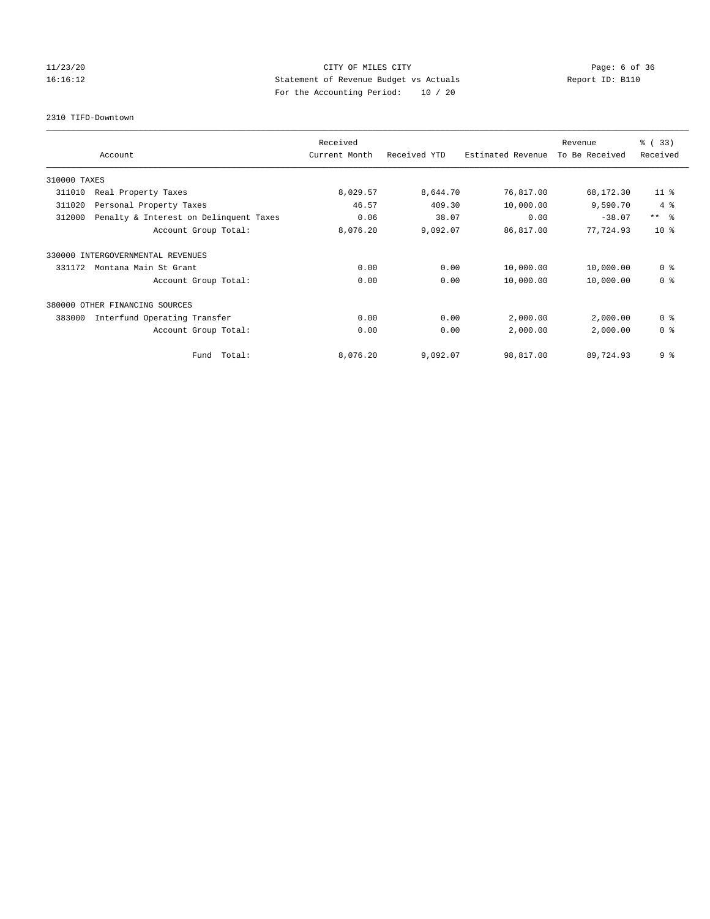CITY OF MILES CITY
Statement of Revenue Budget vs Actuals
For the Accounting Period: 10 / 20

11/23/20
16:16:12

Report ID: B110

2310 TIFD-Downtown

| Account | | Received Current Month | Received YTD | Estimated Revenue | Revenue To Be Received | % ( 33) Received |
|---|---|---|---|---|---|---|
| 310000 TAXES | | | | | | |
| 311010 | Real Property Taxes | 8,029.57 | 8,644.70 | 76,817.00 | 68,172.30 | 11 % |
| 311020 | Personal Property Taxes | 46.57 | 409.30 | 10,000.00 | 9,590.70 | 4 % |
| 312000 | Penalty & Interest on Delinquent Taxes | 0.06 | 38.07 | 0.00 | -38.07 | ** % |
| | Account Group Total: | 8,076.20 | 9,092.07 | 86,817.00 | 77,724.93 | 10 % |
| 330000 INTERGOVERNMENTAL REVENUES | | | | | | |
| 331172 | Montana Main St Grant | 0.00 | 0.00 | 10,000.00 | 10,000.00 | 0 % |
| | Account Group Total: | 0.00 | 0.00 | 10,000.00 | 10,000.00 | 0 % |
| 380000 OTHER FINANCING SOURCES | | | | | | |
| 383000 | Interfund Operating Transfer | 0.00 | 0.00 | 2,000.00 | 2,000.00 | 0 % |
| | Account Group Total: | 0.00 | 0.00 | 2,000.00 | 2,000.00 | 0 % |
| | Fund Total: | 8,076.20 | 9,092.07 | 98,817.00 | 89,724.93 | 9 % |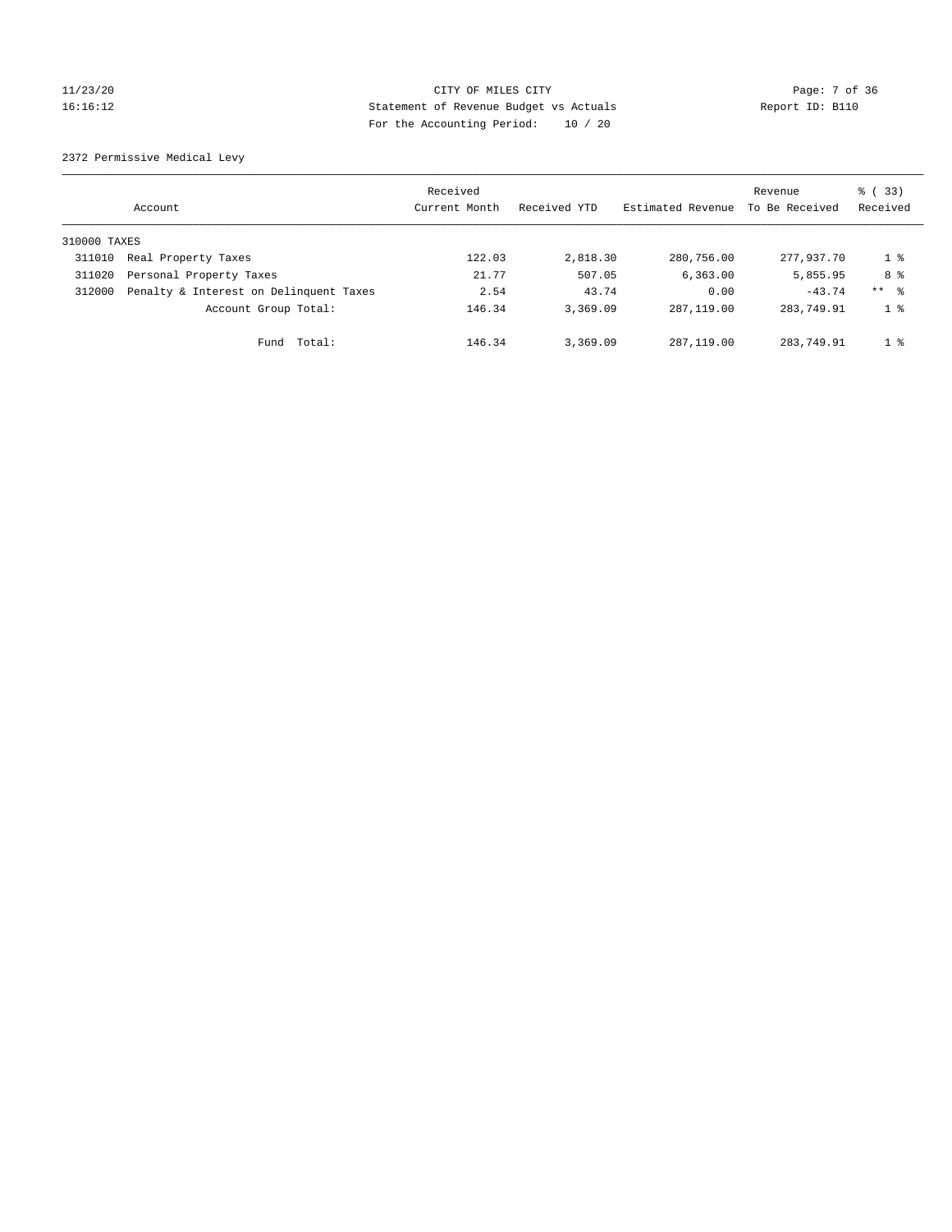CITY OF MILES CITY
Statement of Revenue Budget vs Actuals
For the Accounting Period: 10 / 20

2372 Permissive Medical Levy

| Account | | Received Current Month | Received YTD | Estimated Revenue | Revenue To Be Received | % ( 33) Received |
|---|---|---|---|---|---|---|
| 310000 TAXES | | | | | | |
| 311010 | Real Property Taxes | 122.03 | 2,818.30 | 280,756.00 | 277,937.70 | 1 % |
| 311020 | Personal Property Taxes | 21.77 | 507.05 | 6,363.00 | 5,855.95 | 8 % |
| 312000 | Penalty & Interest on Delinquent Taxes | 2.54 | 43.74 | 0.00 | -43.74 | ** % |
| | Account Group Total: | 146.34 | 3,369.09 | 287,119.00 | 283,749.91 | 1 % |
| | Fund Total: | 146.34 | 3,369.09 | 287,119.00 | 283,749.91 | 1 % |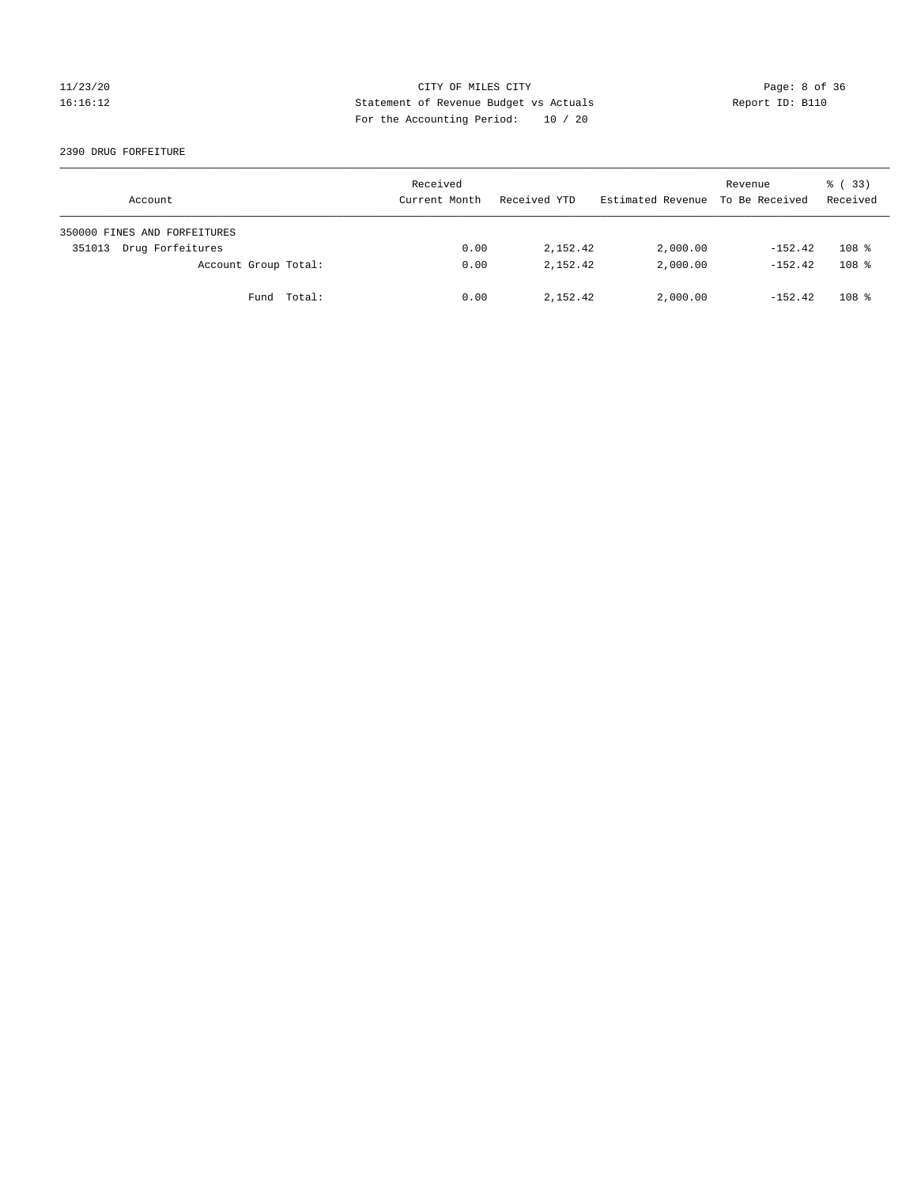CITY OF MILES CITY
Statement of Revenue Budget vs Actuals
For the Accounting Period: 10 / 20

2390 DRUG FORFEITURE

| Account | Received Current Month | Received YTD | Estimated Revenue | Revenue To Be Received | % ( 33) Received |
|---|---|---|---|---|---|
| 350000 FINES AND FORFEITURES | | | | | |
| 351013 Drug Forfeitures | 0.00 | 2,152.42 | 2,000.00 | -152.42 | 108 % |
| Account Group Total: | 0.00 | 2,152.42 | 2,000.00 | -152.42 | 108 % |
| Fund Total: | 0.00 | 2,152.42 | 2,000.00 | -152.42 | 108 % |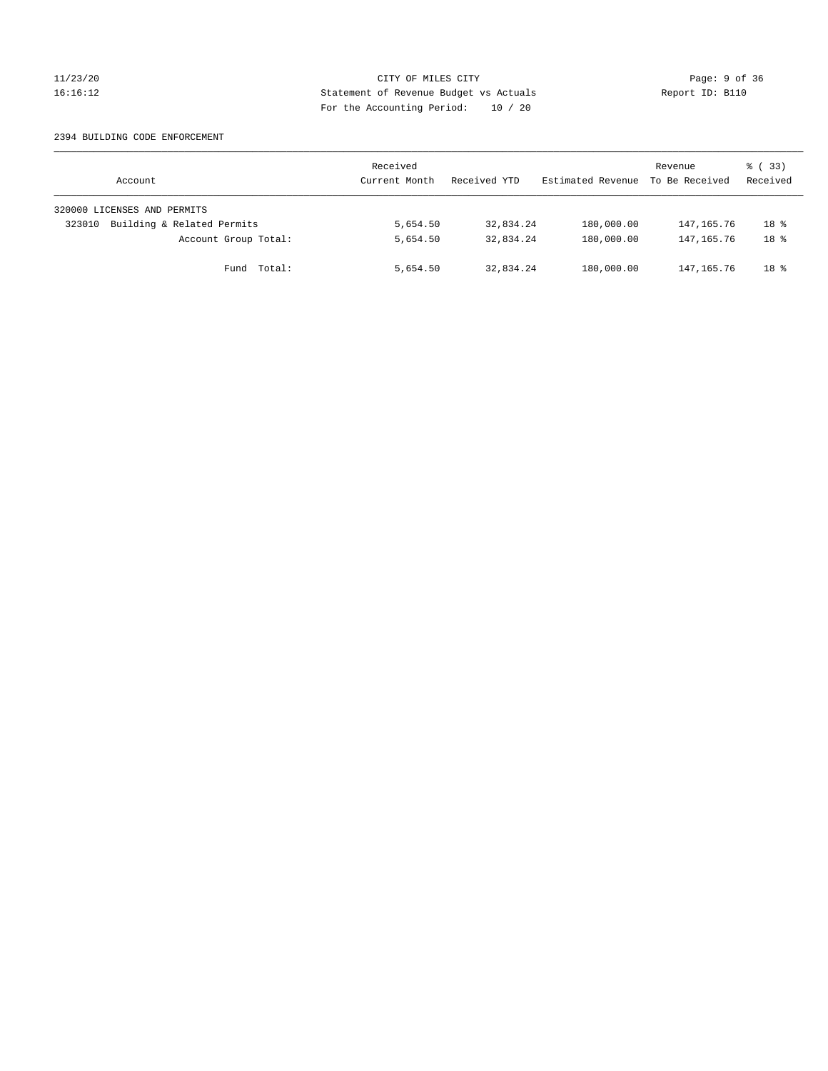CITY OF MILES CITY
Statement of Revenue Budget vs Actuals
For the Accounting Period: 10 / 20

2394 BUILDING CODE ENFORCEMENT

| Account | Received Current Month | Received YTD | Estimated Revenue | Revenue To Be Received | % ( 33) Received |
|---|---|---|---|---|---|
| 320000 LICENSES AND PERMITS | | | | | |
| 323010 Building & Related Permits | 5,654.50 | 32,834.24 | 180,000.00 | 147,165.76 | 18 % |
| Account Group Total: | 5,654.50 | 32,834.24 | 180,000.00 | 147,165.76 | 18 % |
| Fund Total: | 5,654.50 | 32,834.24 | 180,000.00 | 147,165.76 | 18 % |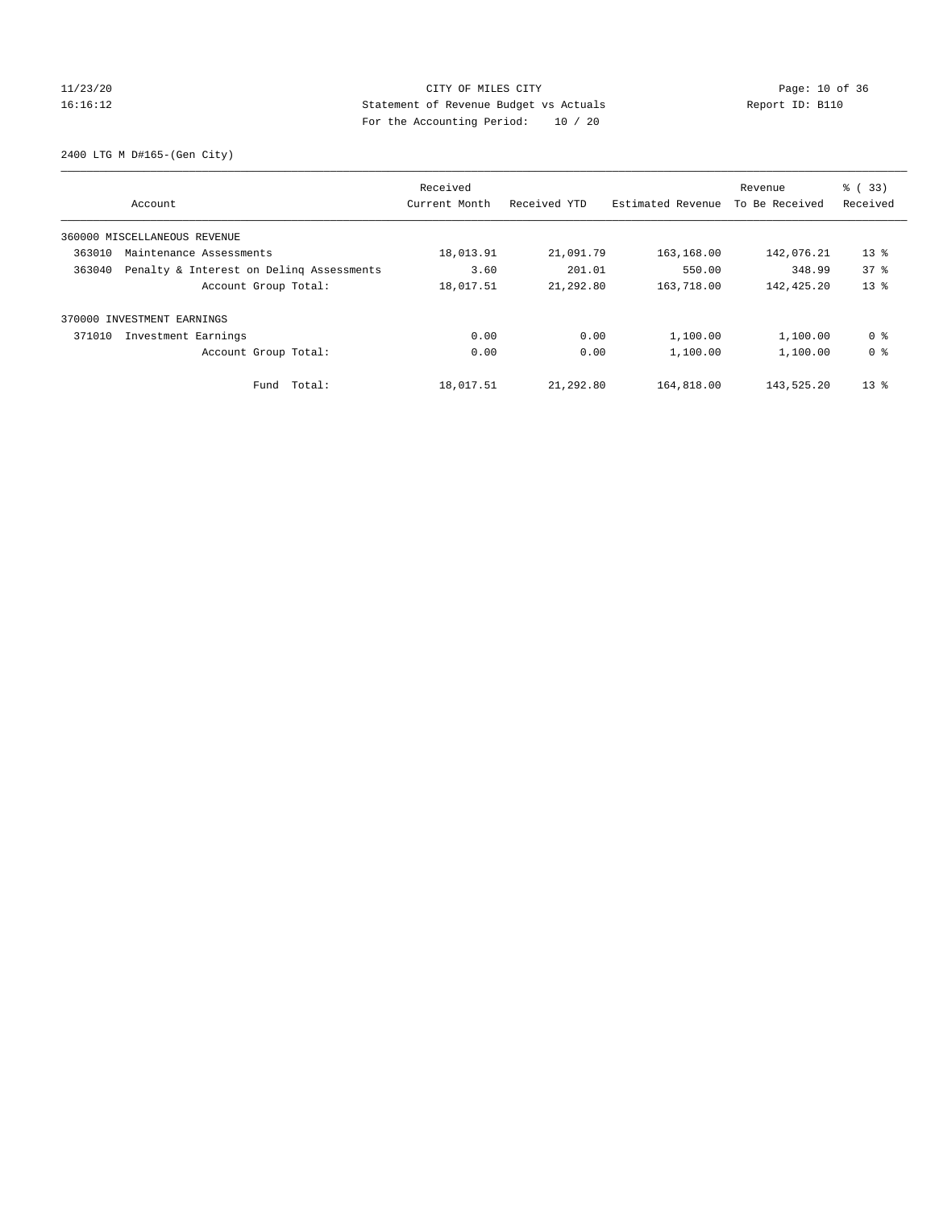CITY OF MILES CITY
Statement of Revenue Budget vs Actuals
For the Accounting Period: 10 / 20

11/23/20
16:16:12

Report ID: B110

2400 LTG M D#165-(Gen City)

| Account | Received Current Month | Received YTD | Estimated Revenue | Revenue To Be Received | % ( 33) Received |
|---|---|---|---|---|---|
| 360000 MISCELLANEOUS REVENUE | | | | | |
| 363010 Maintenance Assessments | 18,013.91 | 21,091.79 | 163,168.00 | 142,076.21 | 13 % |
| 363040 Penalty & Interest on Delinq Assessments | 3.60 | 201.01 | 550.00 | 348.99 | 37 % |
| Account Group Total: | 18,017.51 | 21,292.80 | 163,718.00 | 142,425.20 | 13 % |
| 370000 INVESTMENT EARNINGS | | | | | |
| 371010 Investment Earnings | 0.00 | 0.00 | 1,100.00 | 1,100.00 | 0 % |
| Account Group Total: | 0.00 | 0.00 | 1,100.00 | 1,100.00 | 0 % |
| Fund Total: | 18,017.51 | 21,292.80 | 164,818.00 | 143,525.20 | 13 % |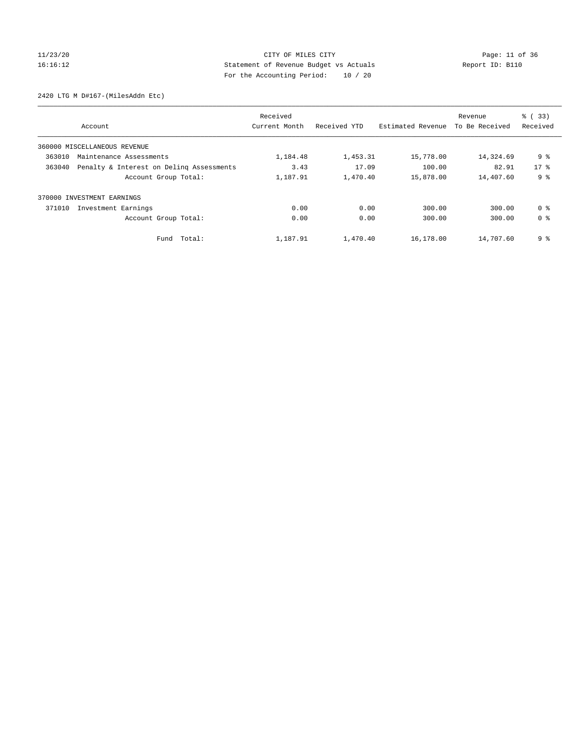CITY OF MILES CITY
Statement of Revenue Budget vs Actuals
For the Accounting Period: 10 / 20

11/23/20
16:16:12

Report ID: B110

2420 LTG M D#167-(MilesAddn Etc)

| Account | | Received Current Month | Received YTD | Estimated Revenue | Revenue To Be Received | % ( 33) Received |
|---|---|---|---|---|---|---|
| 360000 MISCELLANEOUS REVENUE | | | | | | |
| 363010 | Maintenance Assessments | 1,184.48 | 1,453.31 | 15,778.00 | 14,324.69 | 9 % |
| 363040 | Penalty & Interest on Delinq Assessments | 3.43 | 17.09 | 100.00 | 82.91 | 17 % |
| | Account Group Total: | 1,187.91 | 1,470.40 | 15,878.00 | 14,407.60 | 9 % |
| 370000 INVESTMENT EARNINGS | | | | | | |
| 371010 | Investment Earnings | 0.00 | 0.00 | 300.00 | 300.00 | 0 % |
| | Account Group Total: | 0.00 | 0.00 | 300.00 | 300.00 | 0 % |
| | Fund Total: | 1,187.91 | 1,470.40 | 16,178.00 | 14,707.60 | 9 % |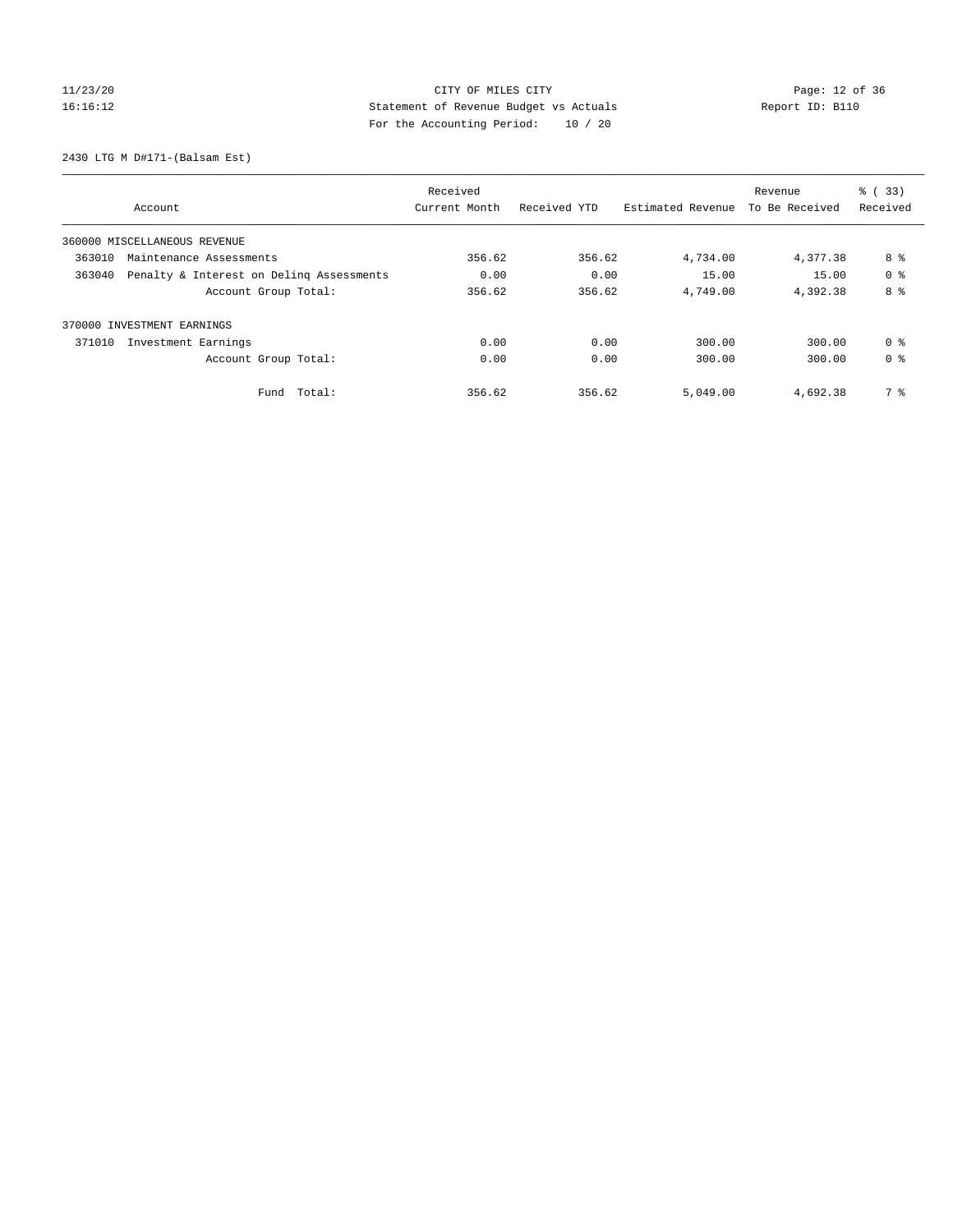CITY OF MILES CITY
Statement of Revenue Budget vs Actuals
For the Accounting Period: 10 / 20

11/23/20
16:16:12

Report ID: B110

2430 LTG M D#171-(Balsam Est)

| Account | Received Current Month | Received YTD | Estimated Revenue | Revenue To Be Received | % ( 33) Received |
|---|---|---|---|---|---|
| 360000 MISCELLANEOUS REVENUE | | | | | |
| 363010 Maintenance Assessments | 356.62 | 356.62 | 4,734.00 | 4,377.38 | 8 % |
| 363040 Penalty & Interest on Delinq Assessments | 0.00 | 0.00 | 15.00 | 15.00 | 0 % |
| Account Group Total: | 356.62 | 356.62 | 4,749.00 | 4,392.38 | 8 % |
| 370000 INVESTMENT EARNINGS | | | | | |
| 371010 Investment Earnings | 0.00 | 0.00 | 300.00 | 300.00 | 0 % |
| Account Group Total: | 0.00 | 0.00 | 300.00 | 300.00 | 0 % |
| Fund Total: | 356.62 | 356.62 | 5,049.00 | 4,692.38 | 7 % |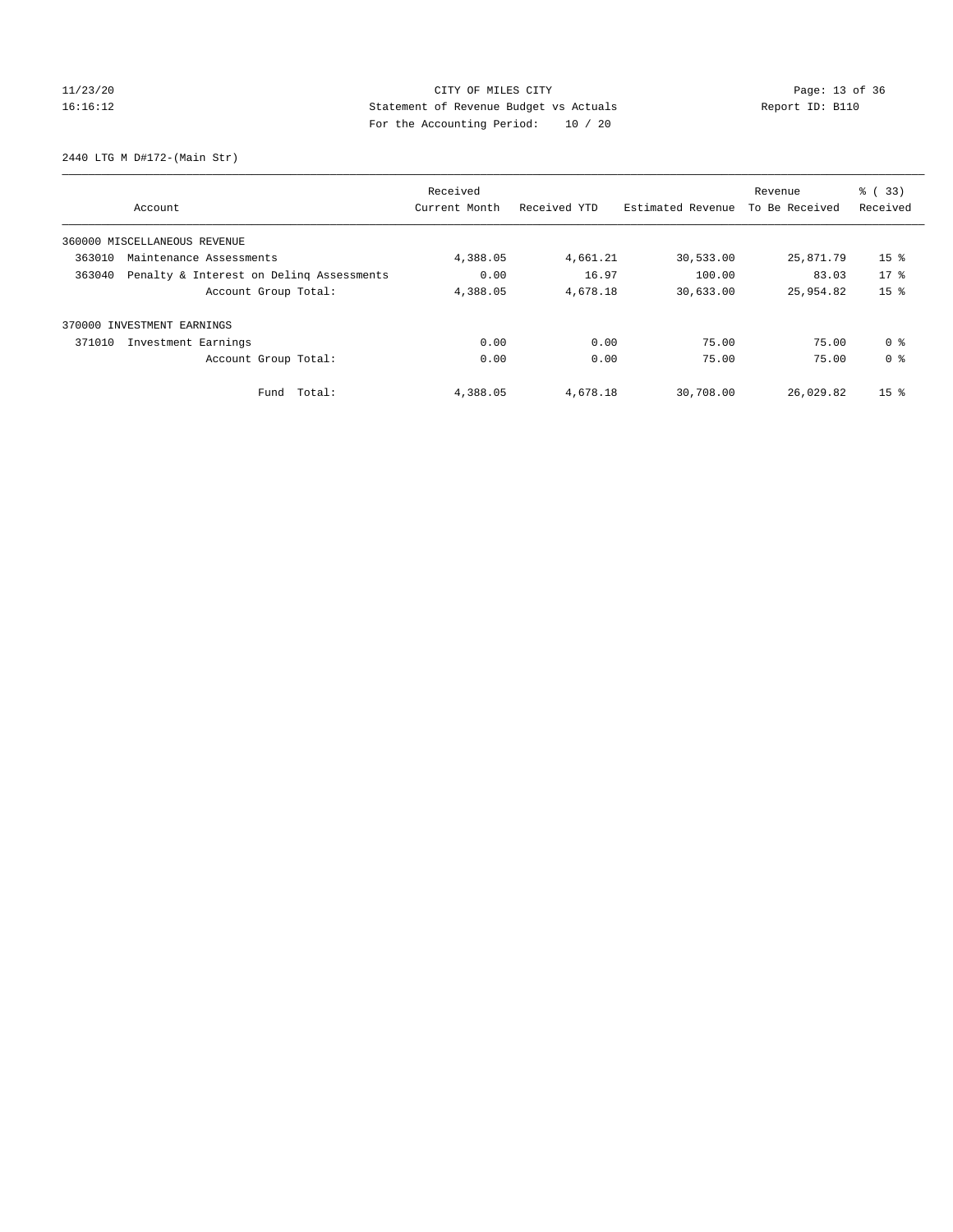CITY OF MILES CITY
Statement of Revenue Budget vs Actuals
For the Accounting Period: 10 / 20

11/23/20
16:16:12

Report ID: B110

2440 LTG M D#172-(Main Str)

| Account | Received Current Month | Received YTD | Estimated Revenue | Revenue To Be Received | % ( 33) Received |
|---|---|---|---|---|---|
| 360000 MISCELLANEOUS REVENUE | | | | | |
| 363010 Maintenance Assessments | 4,388.05 | 4,661.21 | 30,533.00 | 25,871.79 | 15 % |
| 363040 Penalty & Interest on Delinq Assessments | 0.00 | 16.97 | 100.00 | 83.03 | 17 % |
| Account Group Total: | 4,388.05 | 4,678.18 | 30,633.00 | 25,954.82 | 15 % |
| 370000 INVESTMENT EARNINGS | | | | | |
| 371010 Investment Earnings | 0.00 | 0.00 | 75.00 | 75.00 | 0 % |
| Account Group Total: | 0.00 | 0.00 | 75.00 | 75.00 | 0 % |
| Fund Total: | 4,388.05 | 4,678.18 | 30,708.00 | 26,029.82 | 15 % |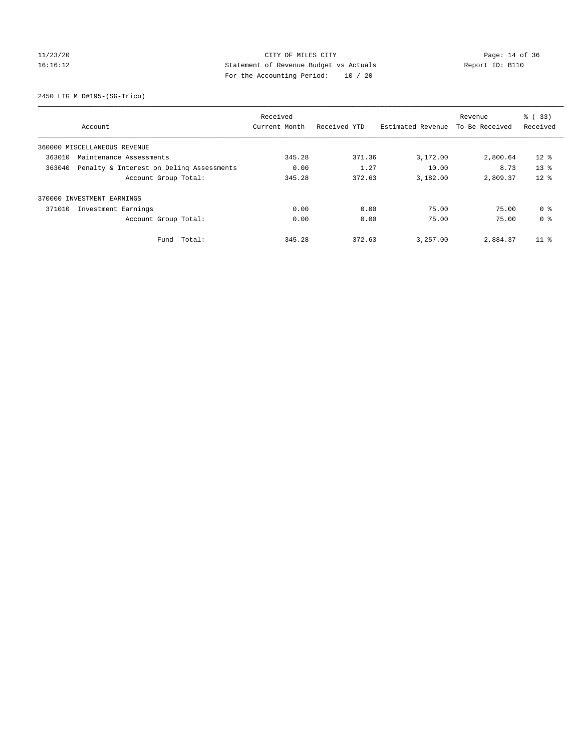CITY OF MILES CITY

Statement of Revenue Budget vs Actuals

For the Accounting Period: 10 / 20

11/23/20 16:16:12 — Report ID: B110

2450 LTG M D#195-(SG-Trico)

| Account | | Received Current Month | Received YTD | Estimated Revenue | Revenue To Be Received | % ( 33) Received |
|---|---|---|---|---|---|---|
| 360000 MISCELLANEOUS REVENUE | | | | | | |
| 363010 | Maintenance Assessments | 345.28 | 371.36 | 3,172.00 | 2,800.64 | 12 % |
| 363040 | Penalty & Interest on Delinq Assessments | 0.00 | 1.27 | 10.00 | 8.73 | 13 % |
| | Account Group Total: | 345.28 | 372.63 | 3,182.00 | 2,809.37 | 12 % |
| 370000 INVESTMENT EARNINGS | | | | | | |
| 371010 | Investment Earnings | 0.00 | 0.00 | 75.00 | 75.00 | 0 % |
| | Account Group Total: | 0.00 | 0.00 | 75.00 | 75.00 | 0 % |
| | Fund Total: | 345.28 | 372.63 | 3,257.00 | 2,884.37 | 11 % |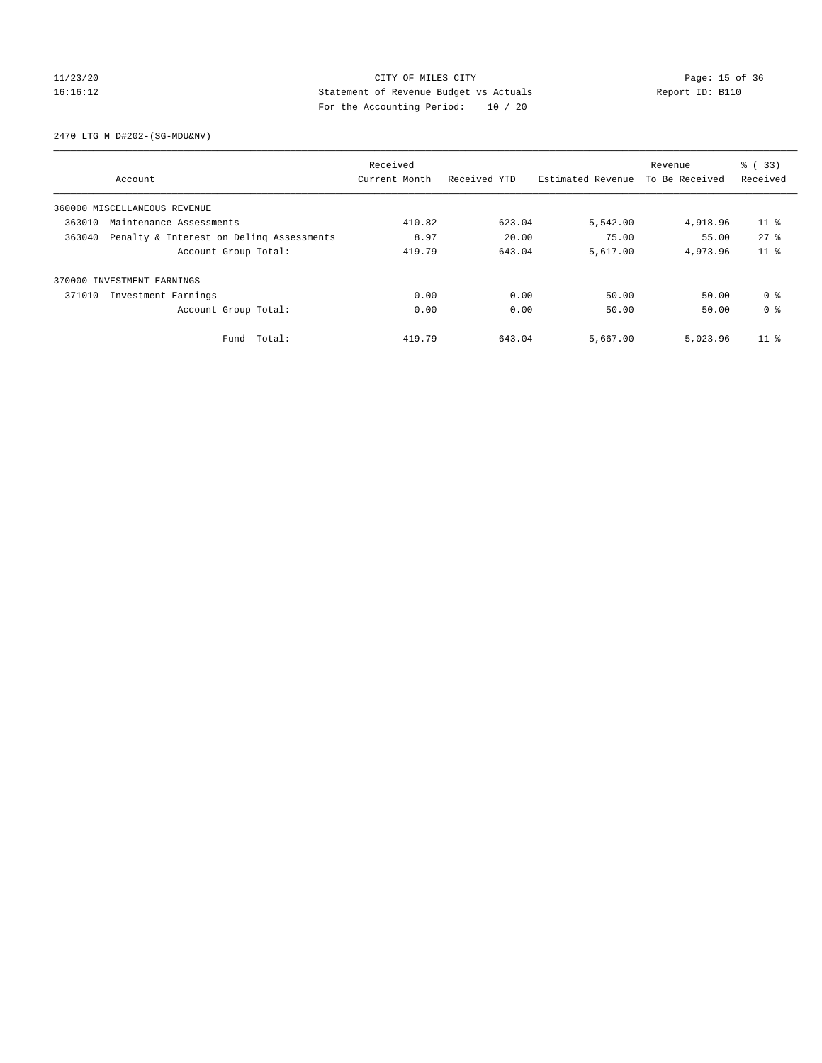CITY OF MILES CITY

Statement of Revenue Budget vs Actuals

For the Accounting Period: 10 / 20

11/23/20
16:16:12

Report ID: B110

2470 LTG M D#202-(SG-MDU&NV)

| Account | Received Current Month | Received YTD | Estimated Revenue | Revenue To Be Received | % ( 33) Received |
|---|---|---|---|---|---|
| 360000 MISCELLANEOUS REVENUE | | | | | |
| 363010 Maintenance Assessments | 410.82 | 623.04 | 5,542.00 | 4,918.96 | 11 % |
| 363040 Penalty & Interest on Delinq Assessments | 8.97 | 20.00 | 75.00 | 55.00 | 27 % |
| Account Group Total: | 419.79 | 643.04 | 5,617.00 | 4,973.96 | 11 % |
| 370000 INVESTMENT EARNINGS | | | | | |
| 371010 Investment Earnings | 0.00 | 0.00 | 50.00 | 50.00 | 0 % |
| Account Group Total: | 0.00 | 0.00 | 50.00 | 50.00 | 0 % |
| Fund Total: | 419.79 | 643.04 | 5,667.00 | 5,023.96 | 11 % |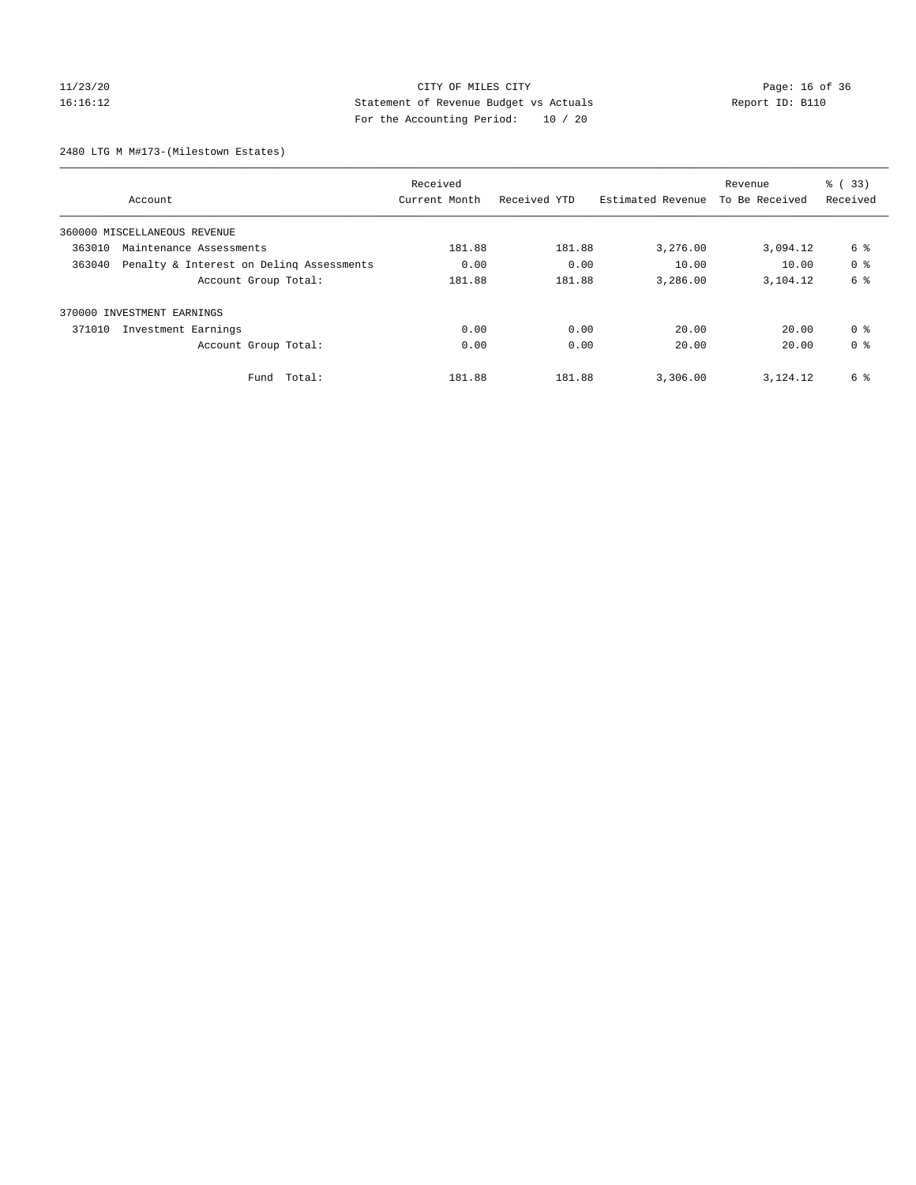CITY OF MILES CITY
Statement of Revenue Budget vs Actuals
For the Accounting Period: 10 / 20

11/23/20
16:16:12

Report ID: B110

2480 LTG M M#173-(Milestown Estates)

| Account | Received Current Month | Received YTD | Estimated Revenue | Revenue To Be Received | % ( 33) Received |
|---|---|---|---|---|---|
| 360000 MISCELLANEOUS REVENUE | | | | | |
| 363010 Maintenance Assessments | 181.88 | 181.88 | 3,276.00 | 3,094.12 | 6 % |
| 363040 Penalty & Interest on Delinq Assessments | 0.00 | 0.00 | 10.00 | 10.00 | 0 % |
| Account Group Total: | 181.88 | 181.88 | 3,286.00 | 3,104.12 | 6 % |
| 370000 INVESTMENT EARNINGS | | | | | |
| 371010 Investment Earnings | 0.00 | 0.00 | 20.00 | 20.00 | 0 % |
| Account Group Total: | 0.00 | 0.00 | 20.00 | 20.00 | 0 % |
| Fund Total: | 181.88 | 181.88 | 3,306.00 | 3,124.12 | 6 % |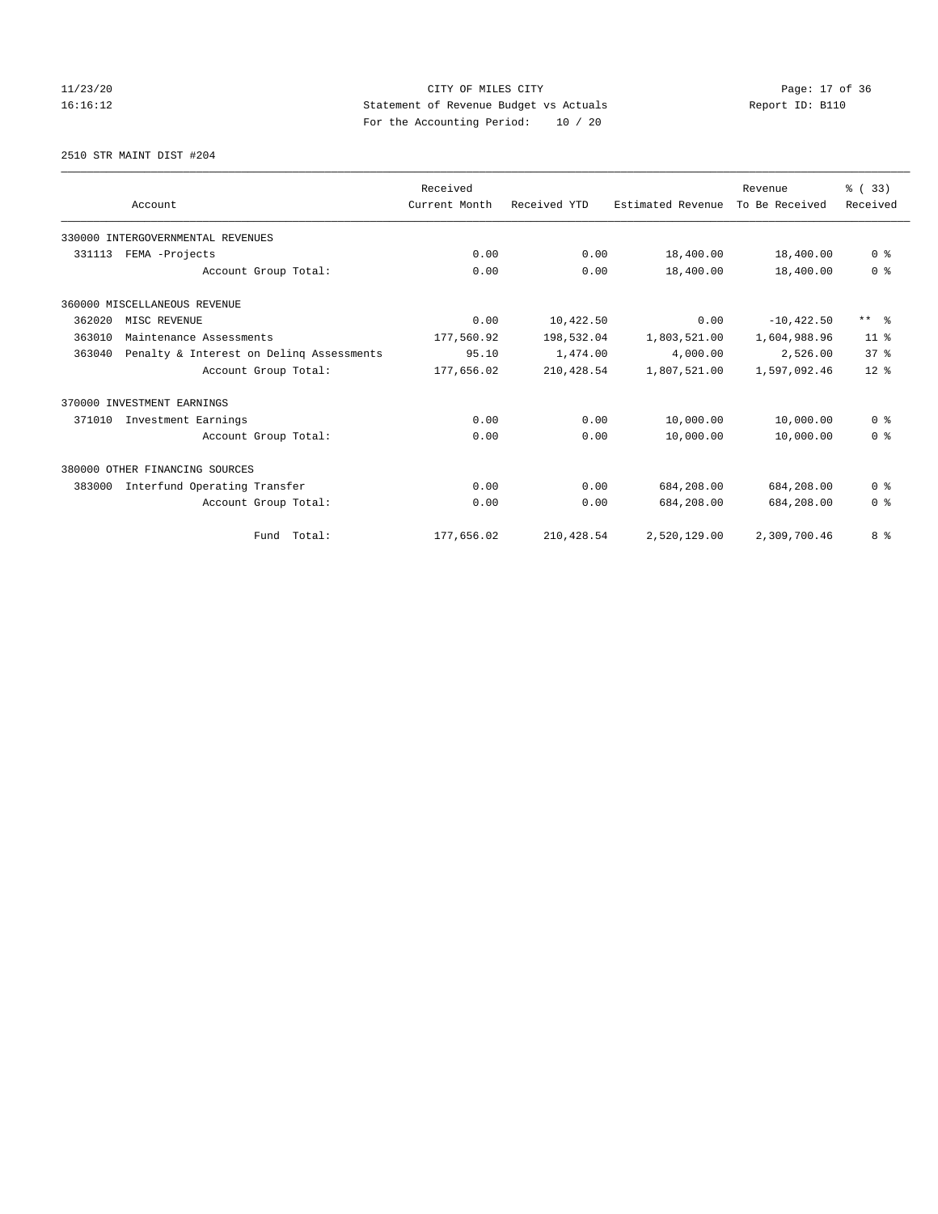CITY OF MILES CITY
Statement of Revenue Budget vs Actuals
For the Accounting Period: 10 / 20

11/23/20
16:16:12

Report ID: B110

2510 STR MAINT DIST #204

| Account | Received Current Month | Received YTD | Estimated Revenue | Revenue To Be Received | % ( 33) Received |
|---|---|---|---|---|---|
| 330000 INTERGOVERNMENTAL REVENUES | | | | | |
| 331113 FEMA -Projects | 0.00 | 0.00 | 18,400.00 | 18,400.00 | 0 % |
| Account Group Total: | 0.00 | 0.00 | 18,400.00 | 18,400.00 | 0 % |
| 360000 MISCELLANEOUS REVENUE | | | | | |
| 362020 MISC REVENUE | 0.00 | 10,422.50 | 0.00 | -10,422.50 | ** % |
| 363010 Maintenance Assessments | 177,560.92 | 198,532.04 | 1,803,521.00 | 1,604,988.96 | 11 % |
| 363040 Penalty & Interest on Delinq Assessments | 95.10 | 1,474.00 | 4,000.00 | 2,526.00 | 37 % |
| Account Group Total: | 177,656.02 | 210,428.54 | 1,807,521.00 | 1,597,092.46 | 12 % |
| 370000 INVESTMENT EARNINGS | | | | | |
| 371010 Investment Earnings | 0.00 | 0.00 | 10,000.00 | 10,000.00 | 0 % |
| Account Group Total: | 0.00 | 0.00 | 10,000.00 | 10,000.00 | 0 % |
| 380000 OTHER FINANCING SOURCES | | | | | |
| 383000 Interfund Operating Transfer | 0.00 | 0.00 | 684,208.00 | 684,208.00 | 0 % |
| Account Group Total: | 0.00 | 0.00 | 684,208.00 | 684,208.00 | 0 % |
| Fund Total: | 177,656.02 | 210,428.54 | 2,520,129.00 | 2,309,700.46 | 8 % |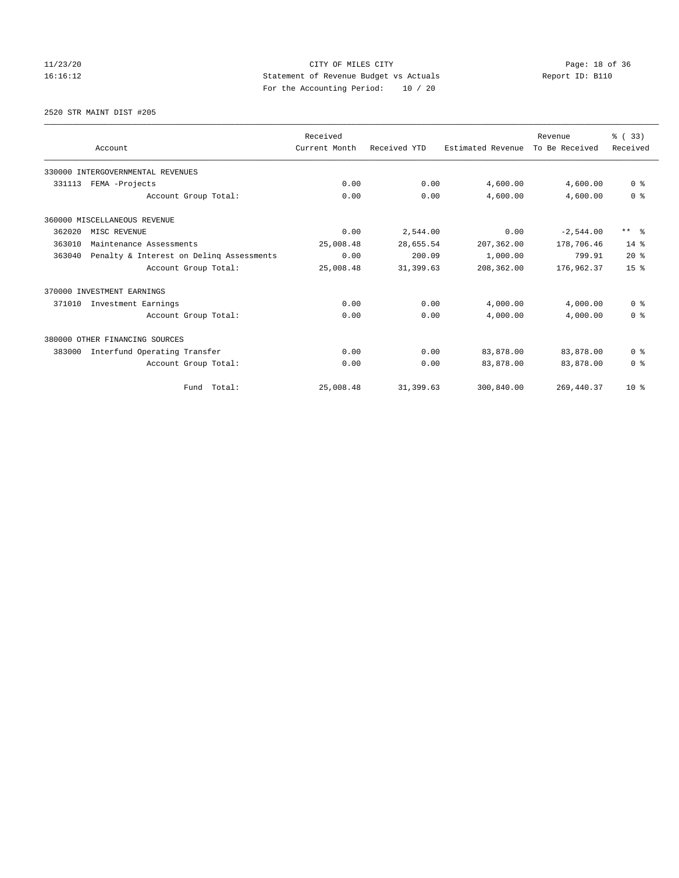CITY OF MILES CITY
Statement of Revenue Budget vs Actuals
For the Accounting Period: 10 / 20

11/23/20
16:16:12

Report ID: B110

2520 STR MAINT DIST #205

| Account | Received Current Month | Received YTD | Estimated Revenue | Revenue To Be Received | % ( 33) Received |
|---|---|---|---|---|---|
| 330000 INTERGOVERNMENTAL REVENUES | | | | | |
| 331113 FEMA -Projects | 0.00 | 0.00 | 4,600.00 | 4,600.00 | 0 % |
| Account Group Total: | 0.00 | 0.00 | 4,600.00 | 4,600.00 | 0 % |
| 360000 MISCELLANEOUS REVENUE | | | | | |
| 362020 MISC REVENUE | 0.00 | 2,544.00 | 0.00 | -2,544.00 | ** % |
| 363010 Maintenance Assessments | 25,008.48 | 28,655.54 | 207,362.00 | 178,706.46 | 14 % |
| 363040 Penalty & Interest on Delinq Assessments | 0.00 | 200.09 | 1,000.00 | 799.91 | 20 % |
| Account Group Total: | 25,008.48 | 31,399.63 | 208,362.00 | 176,962.37 | 15 % |
| 370000 INVESTMENT EARNINGS | | | | | |
| 371010 Investment Earnings | 0.00 | 0.00 | 4,000.00 | 4,000.00 | 0 % |
| Account Group Total: | 0.00 | 0.00 | 4,000.00 | 4,000.00 | 0 % |
| 380000 OTHER FINANCING SOURCES | | | | | |
| 383000 Interfund Operating Transfer | 0.00 | 0.00 | 83,878.00 | 83,878.00 | 0 % |
| Account Group Total: | 0.00 | 0.00 | 83,878.00 | 83,878.00 | 0 % |
| Fund Total: | 25,008.48 | 31,399.63 | 300,840.00 | 269,440.37 | 10 % |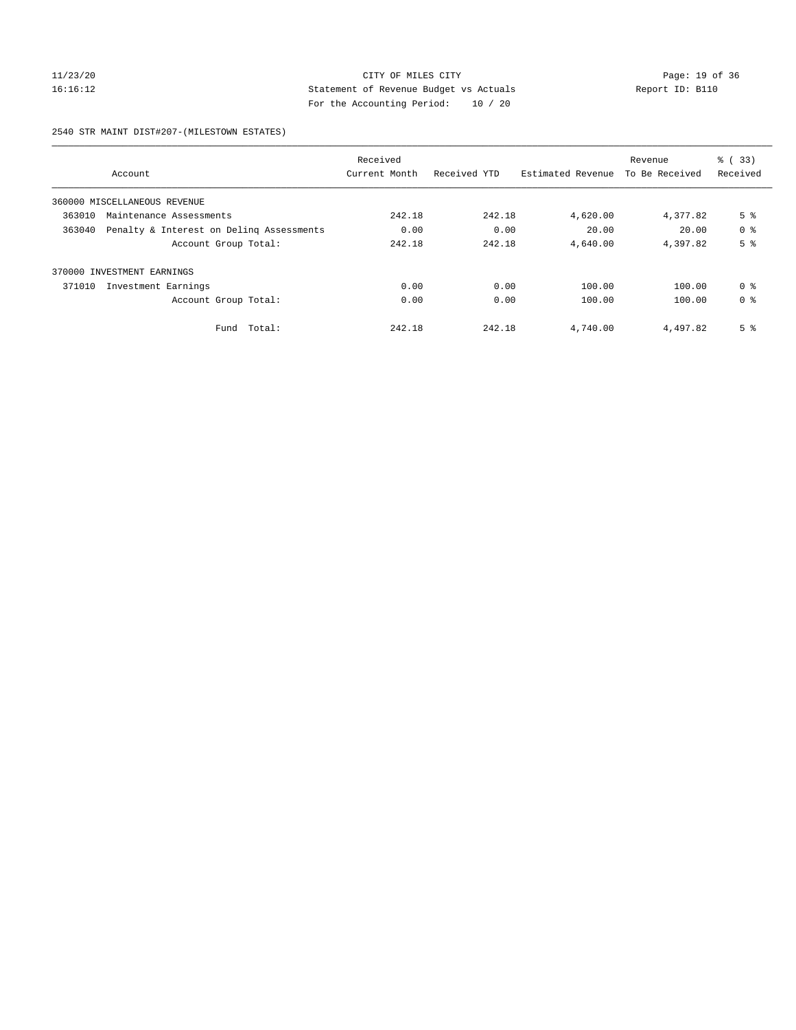CITY OF MILES CITY
Statement of Revenue Budget vs Actuals
For the Accounting Period: 10 / 20

2540 STR MAINT DIST#207-(MILESTOWN ESTATES)

| Account | Received Current Month | Received YTD | Estimated Revenue | Revenue To Be Received | % ( 33) Received |
|---|---|---|---|---|---|
| 360000 MISCELLANEOUS REVENUE | | | | | |
| 363010 Maintenance Assessments | 242.18 | 242.18 | 4,620.00 | 4,377.82 | 5 % |
| 363040 Penalty & Interest on Delinq Assessments | 0.00 | 0.00 | 20.00 | 20.00 | 0 % |
| Account Group Total: | 242.18 | 242.18 | 4,640.00 | 4,397.82 | 5 % |
| 370000 INVESTMENT EARNINGS | | | | | |
| 371010 Investment Earnings | 0.00 | 0.00 | 100.00 | 100.00 | 0 % |
| Account Group Total: | 0.00 | 0.00 | 100.00 | 100.00 | 0 % |
| Fund Total: | 242.18 | 242.18 | 4,740.00 | 4,497.82 | 5 % |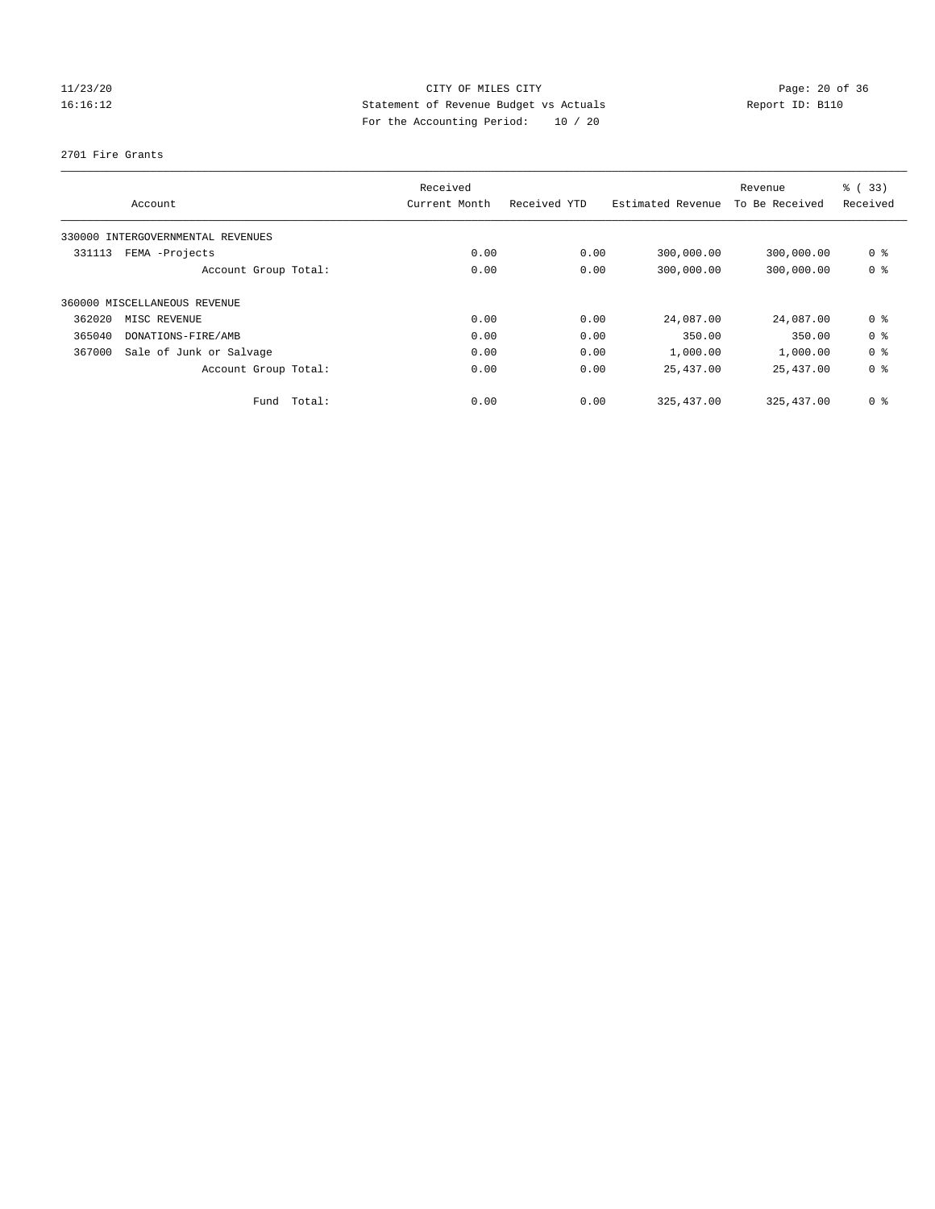CITY OF MILES CITY
Statement of Revenue Budget vs Actuals
For the Accounting Period: 10 / 20

11/23/20
16:16:12

Report ID: B110

2701 Fire Grants

| Account | Received Current Month | Received YTD | Estimated Revenue | Revenue To Be Received | % ( 33) Received |
|---|---|---|---|---|---|
| 330000 INTERGOVERNMENTAL REVENUES | | | | | |
| 331113 FEMA -Projects | 0.00 | 0.00 | 300,000.00 | 300,000.00 | 0 % |
| Account Group Total: | 0.00 | 0.00 | 300,000.00 | 300,000.00 | 0 % |
| 360000 MISCELLANEOUS REVENUE | | | | | |
| 362020 MISC REVENUE | 0.00 | 0.00 | 24,087.00 | 24,087.00 | 0 % |
| 365040 DONATIONS-FIRE/AMB | 0.00 | 0.00 | 350.00 | 350.00 | 0 % |
| 367000 Sale of Junk or Salvage | 0.00 | 0.00 | 1,000.00 | 1,000.00 | 0 % |
| Account Group Total: | 0.00 | 0.00 | 25,437.00 | 25,437.00 | 0 % |
| Fund Total: | 0.00 | 0.00 | 325,437.00 | 325,437.00 | 0 % |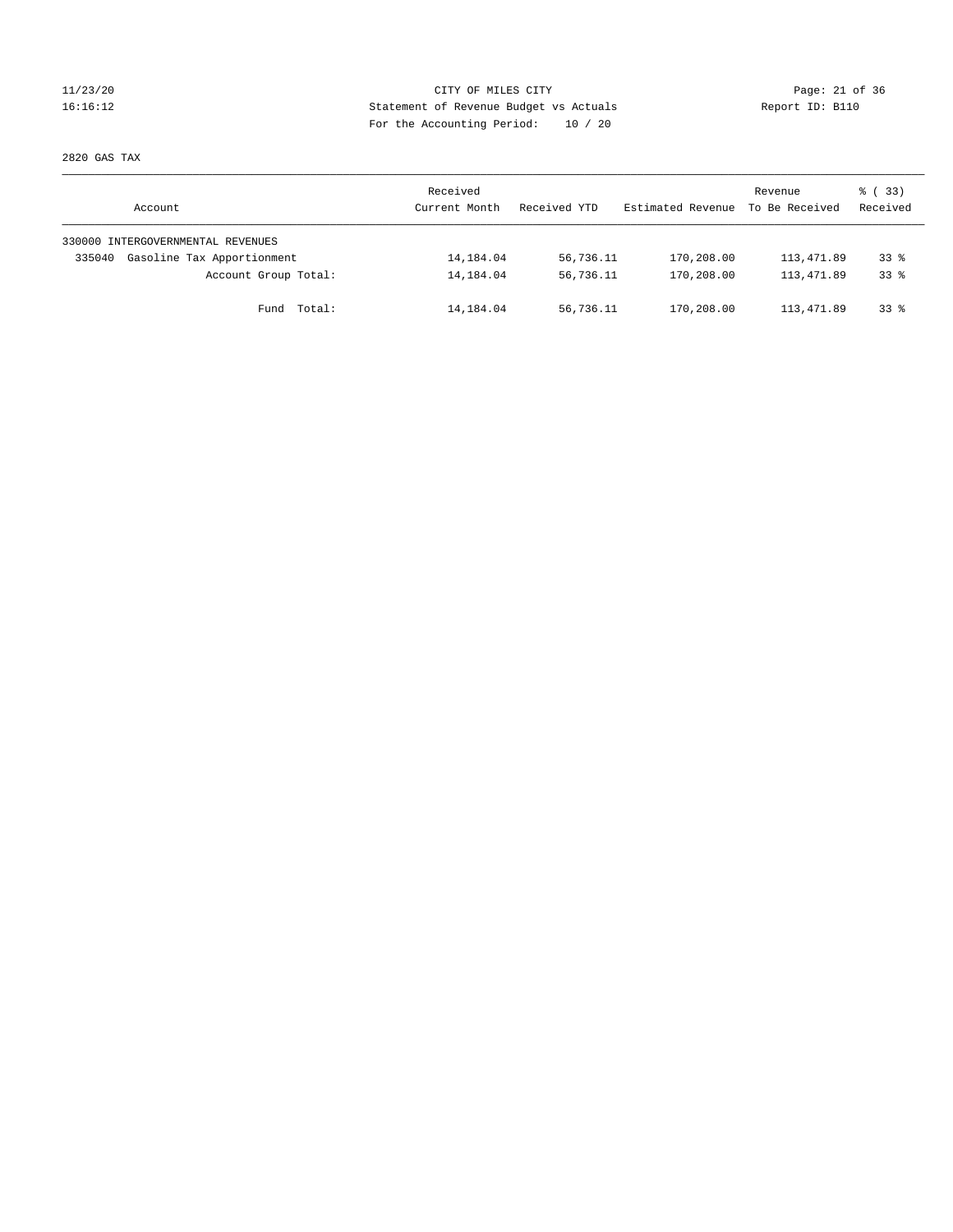CITY OF MILES CITY
Statement of Revenue Budget vs Actuals
For the Accounting Period: 10 / 20

11/23/20
16:16:12

Report ID: B110

2820 GAS TAX

| Account | Received Current Month | Received YTD | Estimated Revenue | Revenue To Be Received | % ( 33) Received |
|---|---|---|---|---|---|
| 330000 INTERGOVERNMENTAL REVENUES | | | | | |
| 335040 Gasoline Tax Apportionment | 14,184.04 | 56,736.11 | 170,208.00 | 113,471.89 | 33 % |
| Account Group Total: | 14,184.04 | 56,736.11 | 170,208.00 | 113,471.89 | 33 % |
| Fund Total: | 14,184.04 | 56,736.11 | 170,208.00 | 113,471.89 | 33 % |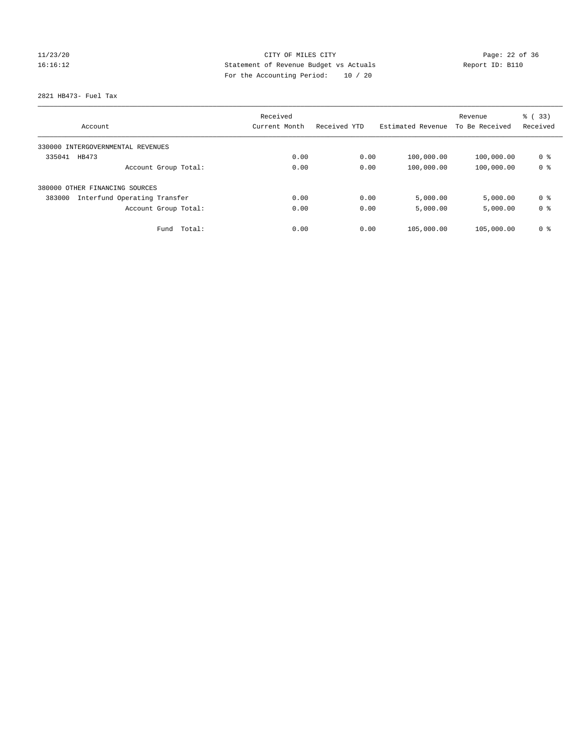CITY OF MILES CITY
Statement of Revenue Budget vs Actuals
For the Accounting Period: 10 / 20

11/23/20
16:16:12

Report ID: B110

2821 HB473- Fuel Tax

| Account | Received Current Month | Received YTD | Estimated Revenue | Revenue To Be Received | % ( 33) Received |
|---|---|---|---|---|---|
| 330000 INTERGOVERNMENTAL REVENUES | | | | | |
| 335041 HB473 | 0.00 | 0.00 | 100,000.00 | 100,000.00 | 0 % |
| Account Group Total: | 0.00 | 0.00 | 100,000.00 | 100,000.00 | 0 % |
| 380000 OTHER FINANCING SOURCES | | | | | |
| 383000 Interfund Operating Transfer | 0.00 | 0.00 | 5,000.00 | 5,000.00 | 0 % |
| Account Group Total: | 0.00 | 0.00 | 5,000.00 | 5,000.00 | 0 % |
| Fund Total: | 0.00 | 0.00 | 105,000.00 | 105,000.00 | 0 % |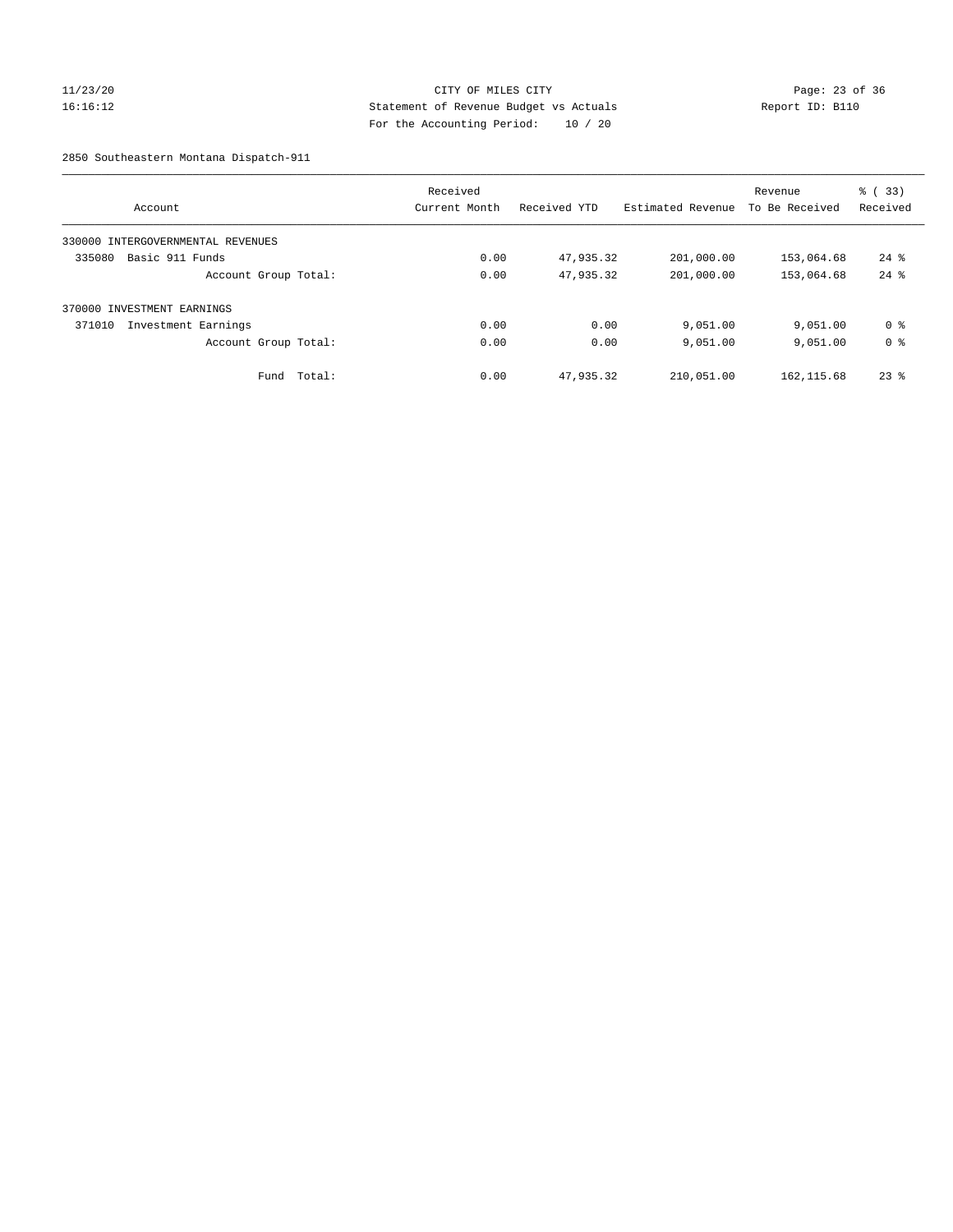CITY OF MILES CITY
Statement of Revenue Budget vs Actuals
For the Accounting Period: 10 / 20

11/23/20
16:16:12

Report ID: B110

2850 Southeastern Montana Dispatch-911

| Account | Received Current Month | Received YTD | Estimated Revenue | Revenue To Be Received | % ( 33) Received |
|---|---|---|---|---|---|
| 330000 INTERGOVERNMENTAL REVENUES | | | | | |
| 335080 Basic 911 Funds | 0.00 | 47,935.32 | 201,000.00 | 153,064.68 | 24 % |
| Account Group Total: | 0.00 | 47,935.32 | 201,000.00 | 153,064.68 | 24 % |
| 370000 INVESTMENT EARNINGS | | | | | |
| 371010 Investment Earnings | 0.00 | 0.00 | 9,051.00 | 9,051.00 | 0 % |
| Account Group Total: | 0.00 | 0.00 | 9,051.00 | 9,051.00 | 0 % |
| Fund Total: | 0.00 | 47,935.32 | 210,051.00 | 162,115.68 | 23 % |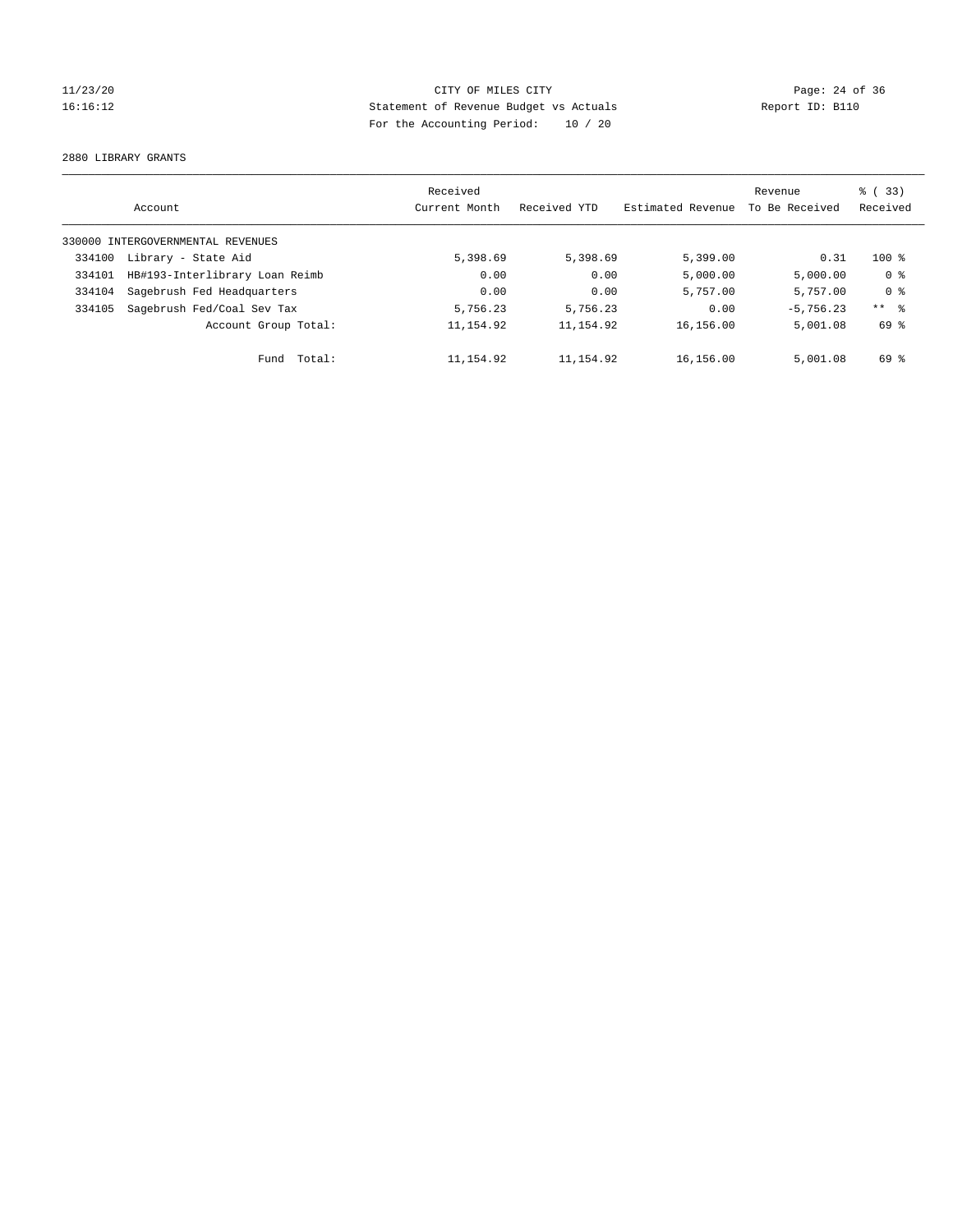CITY OF MILES CITY
Statement of Revenue Budget vs Actuals
For the Accounting Period: 10 / 20

11/23/20
16:16:12

Report ID: B110

2880 LIBRARY GRANTS

| Account | | Received Current Month | Received YTD | Estimated Revenue | Revenue To Be Received | % ( 33) Received |
|---|---|---|---|---|---|---|
| 330000 INTERGOVERNMENTAL REVENUES | | | | | | |
| 334100 | Library - State Aid | 5,398.69 | 5,398.69 | 5,399.00 | 0.31 | 100 % |
| 334101 | HB#193-Interlibrary Loan Reimb | 0.00 | 0.00 | 5,000.00 | 5,000.00 | 0 % |
| 334104 | Sagebrush Fed Headquarters | 0.00 | 0.00 | 5,757.00 | 5,757.00 | 0 % |
| 334105 | Sagebrush Fed/Coal Sev Tax | 5,756.23 | 5,756.23 | 0.00 | -5,756.23 | ** % |
| | Account Group Total: | 11,154.92 | 11,154.92 | 16,156.00 | 5,001.08 | 69 % |
| | Fund Total: | 11,154.92 | 11,154.92 | 16,156.00 | 5,001.08 | 69 % |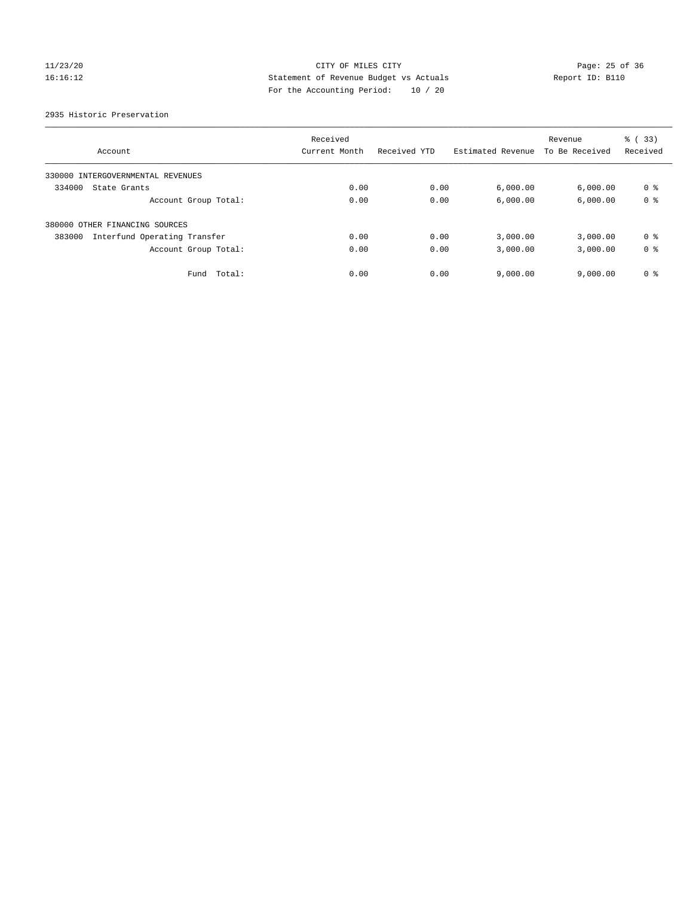CITY OF MILES CITY
Statement of Revenue Budget vs Actuals
For the Accounting Period: 10 / 20

11/23/20
16:16:12

Report ID: B110

2935 Historic Preservation

| Account | Received Current Month | Received YTD | Estimated Revenue | Revenue To Be Received | % ( 33) Received |
|---|---|---|---|---|---|
| 330000 INTERGOVERNMENTAL REVENUES | | | | | |
| 334000 State Grants | 0.00 | 0.00 | 6,000.00 | 6,000.00 | 0 % |
| Account Group Total: | 0.00 | 0.00 | 6,000.00 | 6,000.00 | 0 % |
| 380000 OTHER FINANCING SOURCES | | | | | |
| 383000 Interfund Operating Transfer | 0.00 | 0.00 | 3,000.00 | 3,000.00 | 0 % |
| Account Group Total: | 0.00 | 0.00 | 3,000.00 | 3,000.00 | 0 % |
| Fund Total: | 0.00 | 0.00 | 9,000.00 | 9,000.00 | 0 % |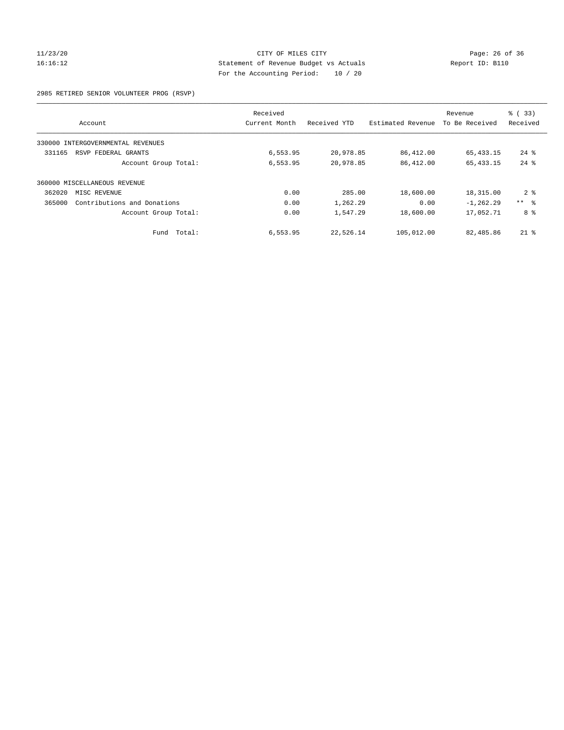CITY OF MILES CITY
Statement of Revenue Budget vs Actuals
For the Accounting Period: 10 / 20

11/23/20
16:16:12

Report ID: B110

2985 RETIRED SENIOR VOLUNTEER PROG (RSVP)

| Account | Received Current Month | Received YTD | Estimated Revenue | Revenue To Be Received | % ( 33) Received |
|---|---|---|---|---|---|
| 330000 INTERGOVERNMENTAL REVENUES | | | | | |
| 331165 RSVP FEDERAL GRANTS | 6,553.95 | 20,978.85 | 86,412.00 | 65,433.15 | 24 % |
| Account Group Total: | 6,553.95 | 20,978.85 | 86,412.00 | 65,433.15 | 24 % |
| 360000 MISCELLANEOUS REVENUE | | | | | |
| 362020 MISC REVENUE | 0.00 | 285.00 | 18,600.00 | 18,315.00 | 2 % |
| 365000 Contributions and Donations | 0.00 | 1,262.29 | 0.00 | -1,262.29 | ** % |
| Account Group Total: | 0.00 | 1,547.29 | 18,600.00 | 17,052.71 | 8 % |
| Fund Total: | 6,553.95 | 22,526.14 | 105,012.00 | 82,485.86 | 21 % |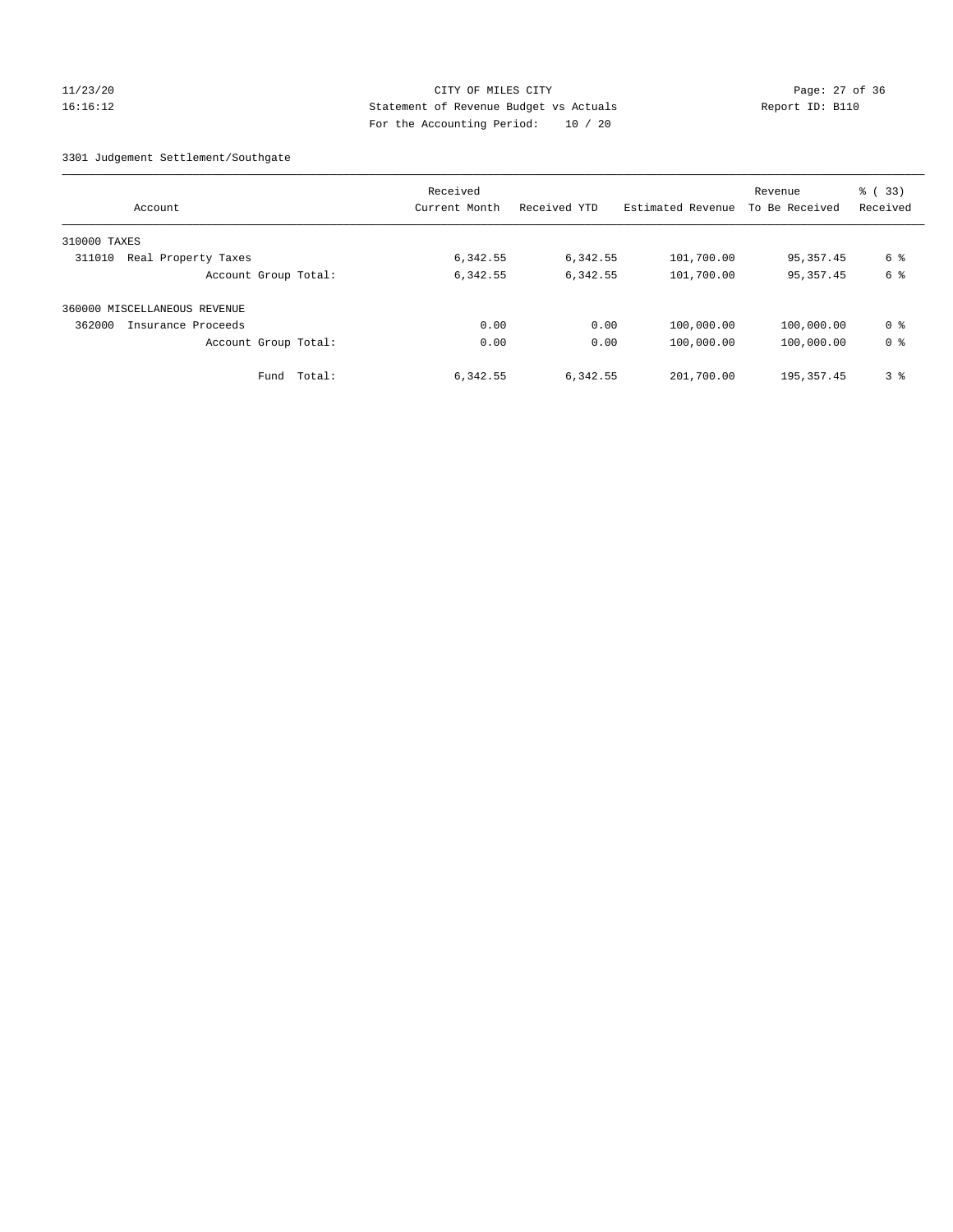CITY OF MILES CITY

Statement of Revenue Budget vs Actuals

For the Accounting Period: 10 / 20

3301 Judgement Settlement/Southgate

| Account | Received Current Month | Received YTD | Estimated Revenue | Revenue To Be Received | % ( 33) Received |
|---|---|---|---|---|---|
| 310000 TAXES | | | | | |
| 311010 Real Property Taxes | 6,342.55 | 6,342.55 | 101,700.00 | 95,357.45 | 6 % |
| Account Group Total: | 6,342.55 | 6,342.55 | 101,700.00 | 95,357.45 | 6 % |
| 360000 MISCELLANEOUS REVENUE | | | | | |
| 362000 Insurance Proceeds | 0.00 | 0.00 | 100,000.00 | 100,000.00 | 0 % |
| Account Group Total: | 0.00 | 0.00 | 100,000.00 | 100,000.00 | 0 % |
| Fund Total: | 6,342.55 | 6,342.55 | 201,700.00 | 195,357.45 | 3 % |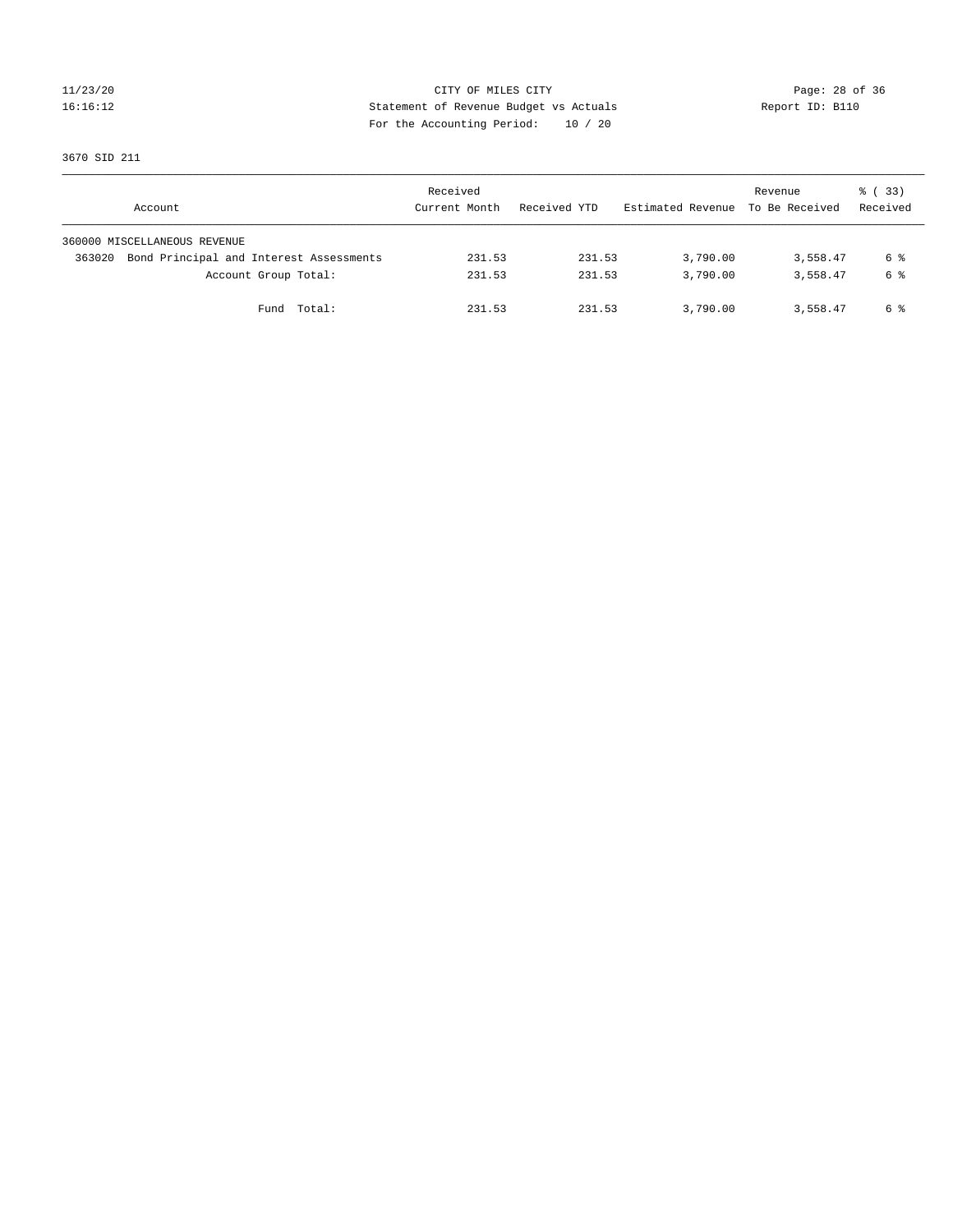# CITY OF MILES CITY

## Statement of Revenue Budget vs Actuals

For the Accounting Period: 10 / 20

11/23/20 16:16:12 — Report ID: B110

### 3670 SID 211

| Account | Received Current Month | Received YTD | Estimated Revenue | Revenue To Be Received | % ( 33) Received |
|---|---|---|---|---|---|
| 360000 MISCELLANEOUS REVENUE | | | | | |
| 363020 Bond Principal and Interest Assessments | 231.53 | 231.53 | 3,790.00 | 3,558.47 | 6 % |
| Account Group Total: | 231.53 | 231.53 | 3,790.00 | 3,558.47 | 6 % |
| Fund Total: | 231.53 | 231.53 | 3,790.00 | 3,558.47 | 6 % |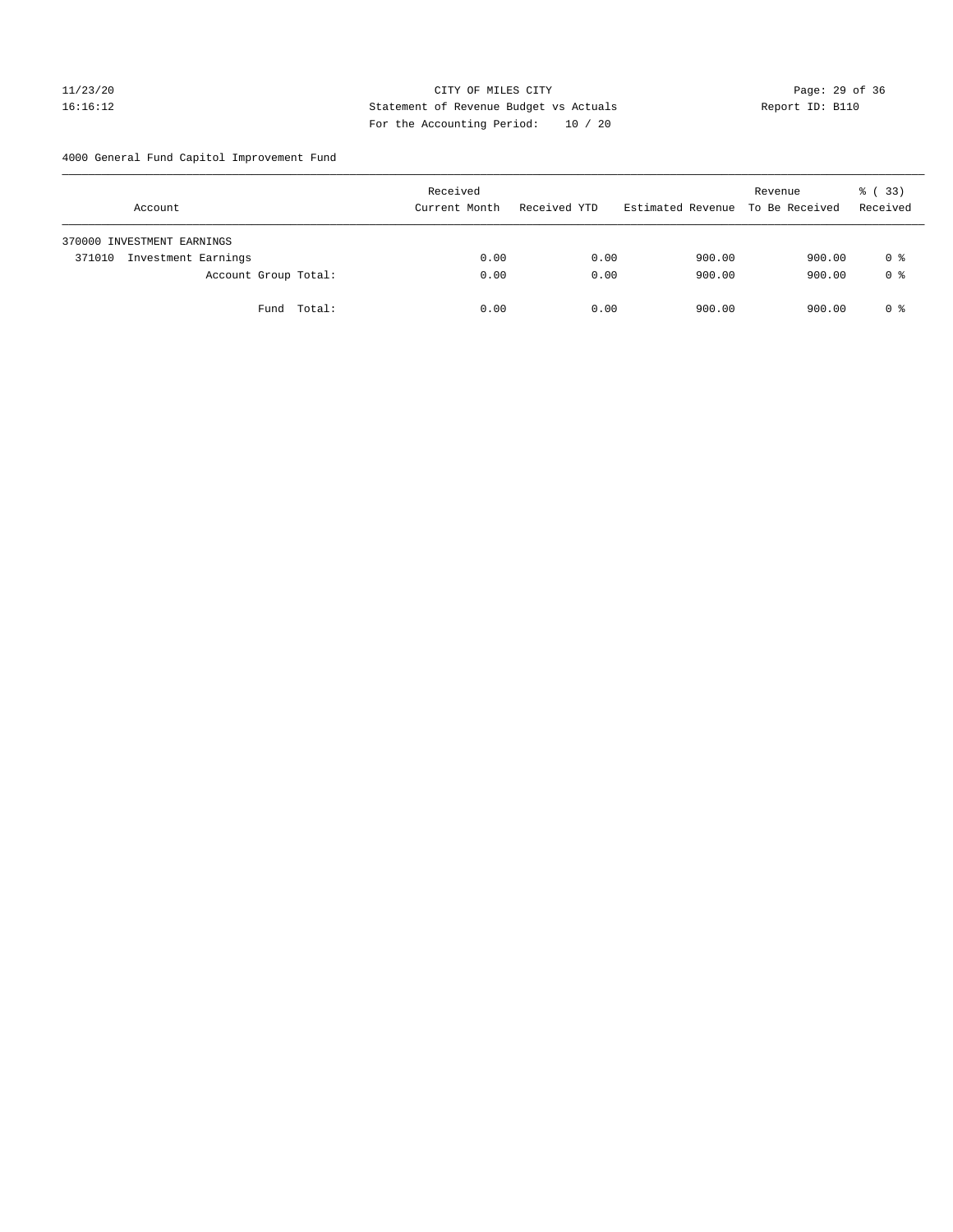CITY OF MILES CITY
Statement of Revenue Budget vs Actuals
For the Accounting Period: 10 / 20

11/23/20
16:16:12

Report ID: B110

4000 General Fund Capitol Improvement Fund

| Account | Received Current Month | Received YTD | Estimated Revenue | Revenue To Be Received | % ( 33) Received |
|---|---|---|---|---|---|
| 370000 INVESTMENT EARNINGS | | | | | |
| 371010 Investment Earnings | 0.00 | 0.00 | 900.00 | 900.00 | 0 % |
| Account Group Total: | 0.00 | 0.00 | 900.00 | 900.00 | 0 % |
| Fund Total: | 0.00 | 0.00 | 900.00 | 900.00 | 0 % |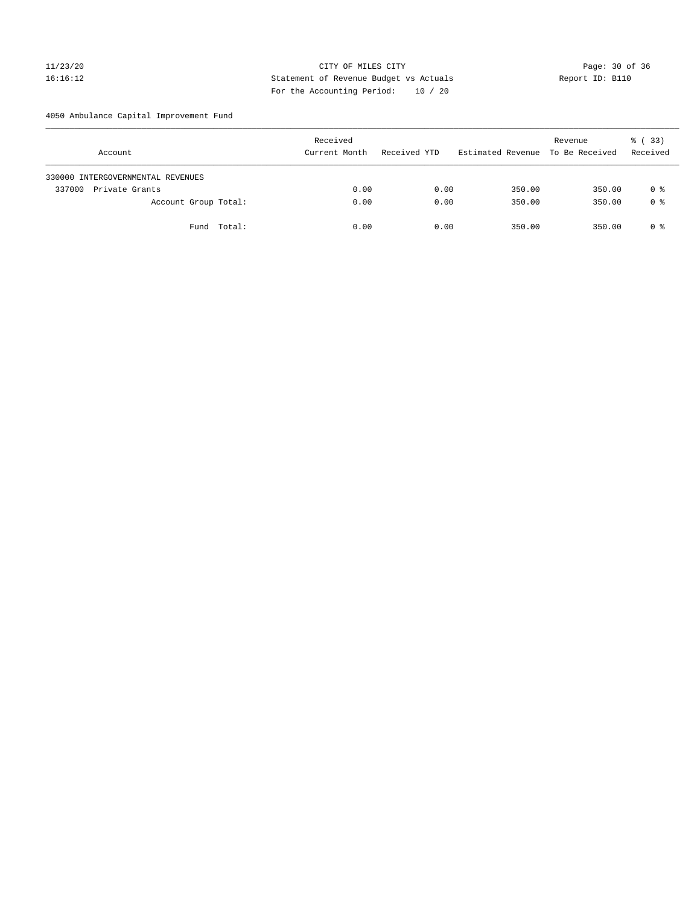CITY OF MILES CITY
Statement of Revenue Budget vs Actuals
For the Accounting Period: 10 / 20

11/23/20
16:16:12

Report ID: B110

4050 Ambulance Capital Improvement Fund

| Account | Received Current Month | Received YTD | Estimated Revenue | Revenue To Be Received | % ( 33) Received |
|---|---|---|---|---|---|
| 330000 INTERGOVERNMENTAL REVENUES | | | | | |
| 337000 Private Grants | 0.00 | 0.00 | 350.00 | 350.00 | 0 % |
| Account Group Total: | 0.00 | 0.00 | 350.00 | 350.00 | 0 % |
| Fund Total: | 0.00 | 0.00 | 350.00 | 350.00 | 0 % |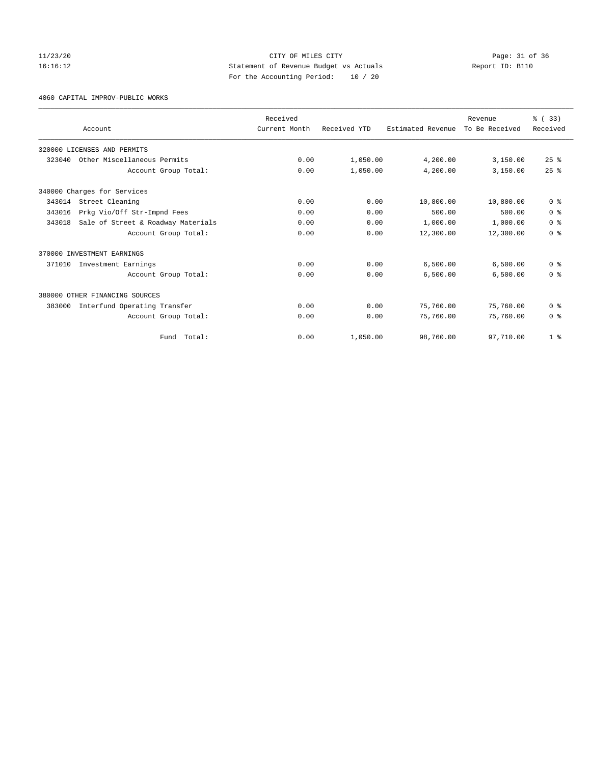CITY OF MILES CITY
Statement of Revenue Budget vs Actuals
For the Accounting Period: 10 / 20

11/23/20
16:16:12

Report ID: B110

4060 CAPITAL IMPROV-PUBLIC WORKS

| Account | Received Current Month | Received YTD | Estimated Revenue | Revenue To Be Received | % ( 33) Received |
|---|---|---|---|---|---|
| 320000 LICENSES AND PERMITS | | | | | |
| 323040 Other Miscellaneous Permits | 0.00 | 1,050.00 | 4,200.00 | 3,150.00 | 25 % |
| Account Group Total: | 0.00 | 1,050.00 | 4,200.00 | 3,150.00 | 25 % |
| 340000 Charges for Services | | | | | |
| 343014 Street Cleaning | 0.00 | 0.00 | 10,800.00 | 10,800.00 | 0 % |
| 343016 Prkg Vio/Off Str-Impnd Fees | 0.00 | 0.00 | 500.00 | 500.00 | 0 % |
| 343018 Sale of Street & Roadway Materials | 0.00 | 0.00 | 1,000.00 | 1,000.00 | 0 % |
| Account Group Total: | 0.00 | 0.00 | 12,300.00 | 12,300.00 | 0 % |
| 370000 INVESTMENT EARNINGS | | | | | |
| 371010 Investment Earnings | 0.00 | 0.00 | 6,500.00 | 6,500.00 | 0 % |
| Account Group Total: | 0.00 | 0.00 | 6,500.00 | 6,500.00 | 0 % |
| 380000 OTHER FINANCING SOURCES | | | | | |
| 383000 Interfund Operating Transfer | 0.00 | 0.00 | 75,760.00 | 75,760.00 | 0 % |
| Account Group Total: | 0.00 | 0.00 | 75,760.00 | 75,760.00 | 0 % |
| Fund Total: | 0.00 | 1,050.00 | 98,760.00 | 97,710.00 | 1 % |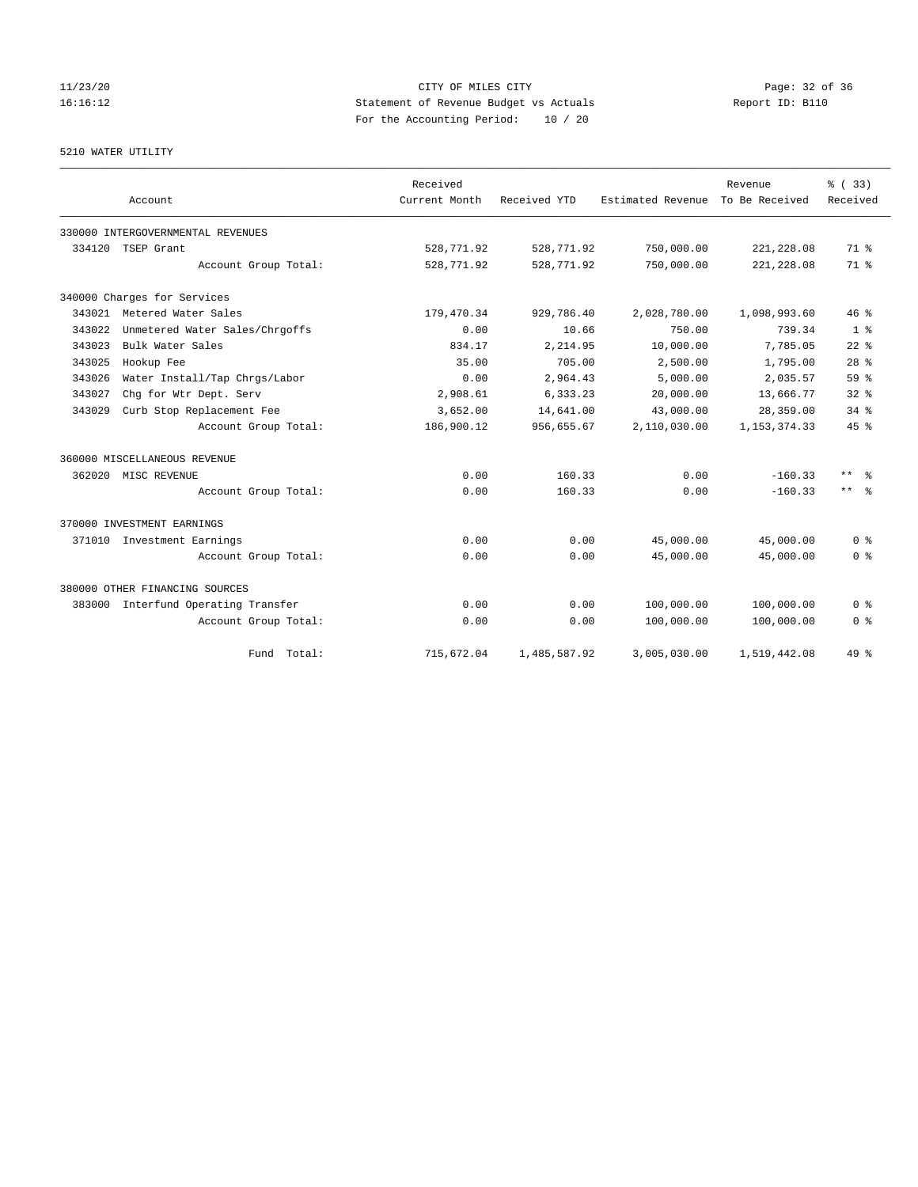CITY OF MILES CITY
Statement of Revenue Budget vs Actuals
For the Accounting Period: 10 / 20

11/23/20
16:16:12

Report ID: B110

5210 WATER UTILITY

| Account | Received Current Month | Received YTD | Estimated Revenue | Revenue To Be Received | % ( 33) Received |
|---|---|---|---|---|---|
| 330000 INTERGOVERNMENTAL REVENUES | | | | | |
| 334120 TSEP Grant | 528,771.92 | 528,771.92 | 750,000.00 | 221,228.08 | 71 % |
| Account Group Total: | 528,771.92 | 528,771.92 | 750,000.00 | 221,228.08 | 71 % |
| 340000 Charges for Services | | | | | |
| 343021 Metered Water Sales | 179,470.34 | 929,786.40 | 2,028,780.00 | 1,098,993.60 | 46 % |
| 343022 Unmetered Water Sales/Chrgoffs | 0.00 | 10.66 | 750.00 | 739.34 | 1 % |
| 343023 Bulk Water Sales | 834.17 | 2,214.95 | 10,000.00 | 7,785.05 | 22 % |
| 343025 Hookup Fee | 35.00 | 705.00 | 2,500.00 | 1,795.00 | 28 % |
| 343026 Water Install/Tap Chrgs/Labor | 0.00 | 2,964.43 | 5,000.00 | 2,035.57 | 59 % |
| 343027 Chg for Wtr Dept. Serv | 2,908.61 | 6,333.23 | 20,000.00 | 13,666.77 | 32 % |
| 343029 Curb Stop Replacement Fee | 3,652.00 | 14,641.00 | 43,000.00 | 28,359.00 | 34 % |
| Account Group Total: | 186,900.12 | 956,655.67 | 2,110,030.00 | 1,153,374.33 | 45 % |
| 360000 MISCELLANEOUS REVENUE | | | | | |
| 362020 MISC REVENUE | 0.00 | 160.33 | 0.00 | -160.33 | ** % |
| Account Group Total: | 0.00 | 160.33 | 0.00 | -160.33 | ** % |
| 370000 INVESTMENT EARNINGS | | | | | |
| 371010 Investment Earnings | 0.00 | 0.00 | 45,000.00 | 45,000.00 | 0 % |
| Account Group Total: | 0.00 | 0.00 | 45,000.00 | 45,000.00 | 0 % |
| 380000 OTHER FINANCING SOURCES | | | | | |
| 383000 Interfund Operating Transfer | 0.00 | 0.00 | 100,000.00 | 100,000.00 | 0 % |
| Account Group Total: | 0.00 | 0.00 | 100,000.00 | 100,000.00 | 0 % |
| Fund Total: | 715,672.04 | 1,485,587.92 | 3,005,030.00 | 1,519,442.08 | 49 % |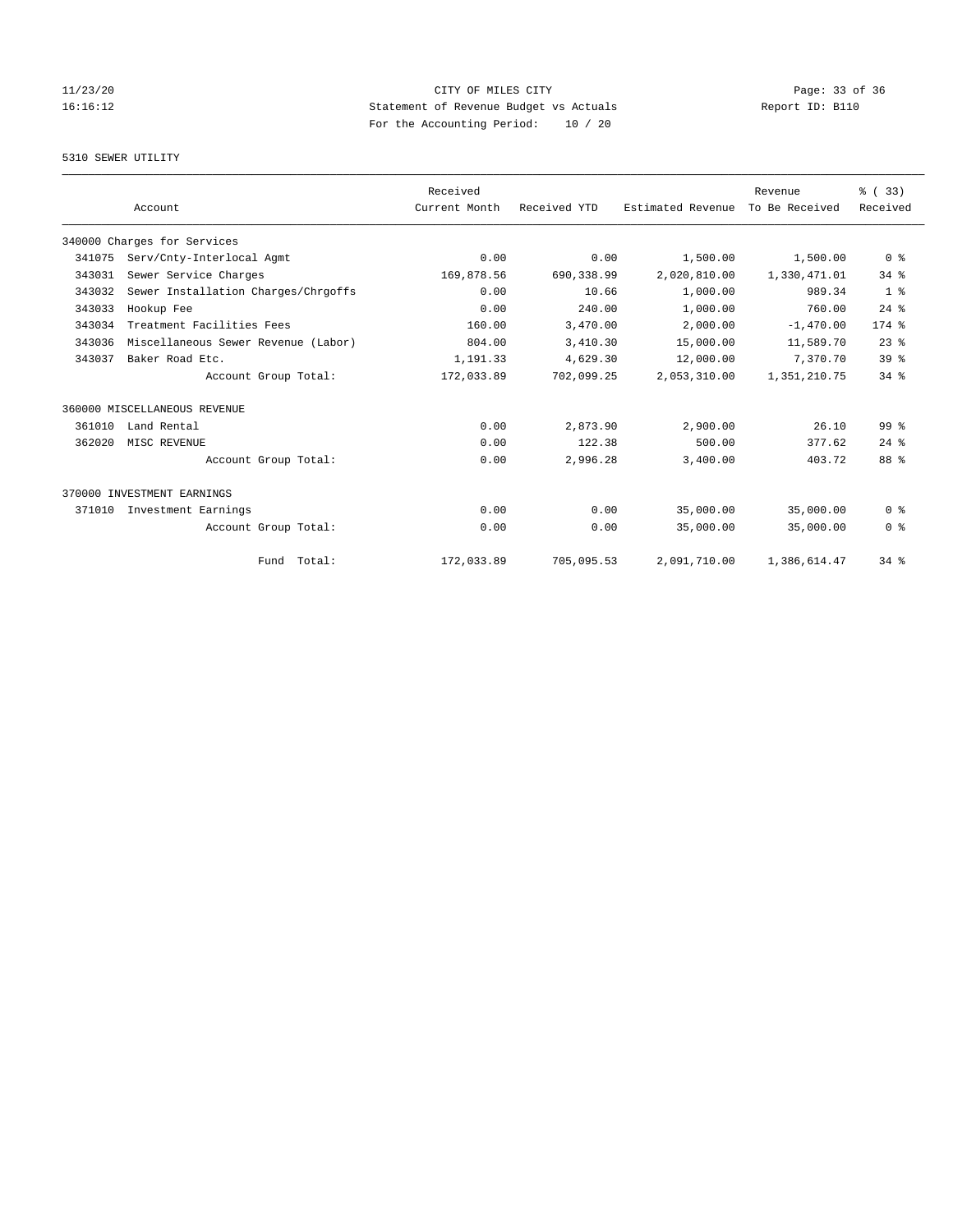CITY OF MILES CITY
Statement of Revenue Budget vs Actuals
For the Accounting Period: 10 / 20

5310 SEWER UTILITY

| Account | | Received Current Month | Received YTD | Estimated Revenue | Revenue To Be Received | % ( 33) Received |
|---|---|---|---|---|---|---|
| 340000 Charges for Services | | | | | | |
| 341075 | Serv/Cnty-Interlocal Agmt | 0.00 | 0.00 | 1,500.00 | 1,500.00 | 0 % |
| 343031 | Sewer Service Charges | 169,878.56 | 690,338.99 | 2,020,810.00 | 1,330,471.01 | 34 % |
| 343032 | Sewer Installation Charges/Chrgoffs | 0.00 | 10.66 | 1,000.00 | 989.34 | 1 % |
| 343033 | Hookup Fee | 0.00 | 240.00 | 1,000.00 | 760.00 | 24 % |
| 343034 | Treatment Facilities Fees | 160.00 | 3,470.00 | 2,000.00 | -1,470.00 | 174 % |
| 343036 | Miscellaneous Sewer Revenue (Labor) | 804.00 | 3,410.30 | 15,000.00 | 11,589.70 | 23 % |
| 343037 | Baker Road Etc. | 1,191.33 | 4,629.30 | 12,000.00 | 7,370.70 | 39 % |
| | Account Group Total: | 172,033.89 | 702,099.25 | 2,053,310.00 | 1,351,210.75 | 34 % |
| 360000 MISCELLANEOUS REVENUE | | | | | | |
| 361010 | Land Rental | 0.00 | 2,873.90 | 2,900.00 | 26.10 | 99 % |
| 362020 | MISC REVENUE | 0.00 | 122.38 | 500.00 | 377.62 | 24 % |
| | Account Group Total: | 0.00 | 2,996.28 | 3,400.00 | 403.72 | 88 % |
| 370000 INVESTMENT EARNINGS | | | | | | |
| 371010 | Investment Earnings | 0.00 | 0.00 | 35,000.00 | 35,000.00 | 0 % |
| | Account Group Total: | 0.00 | 0.00 | 35,000.00 | 35,000.00 | 0 % |
| | Fund Total: | 172,033.89 | 705,095.53 | 2,091,710.00 | 1,386,614.47 | 34 % |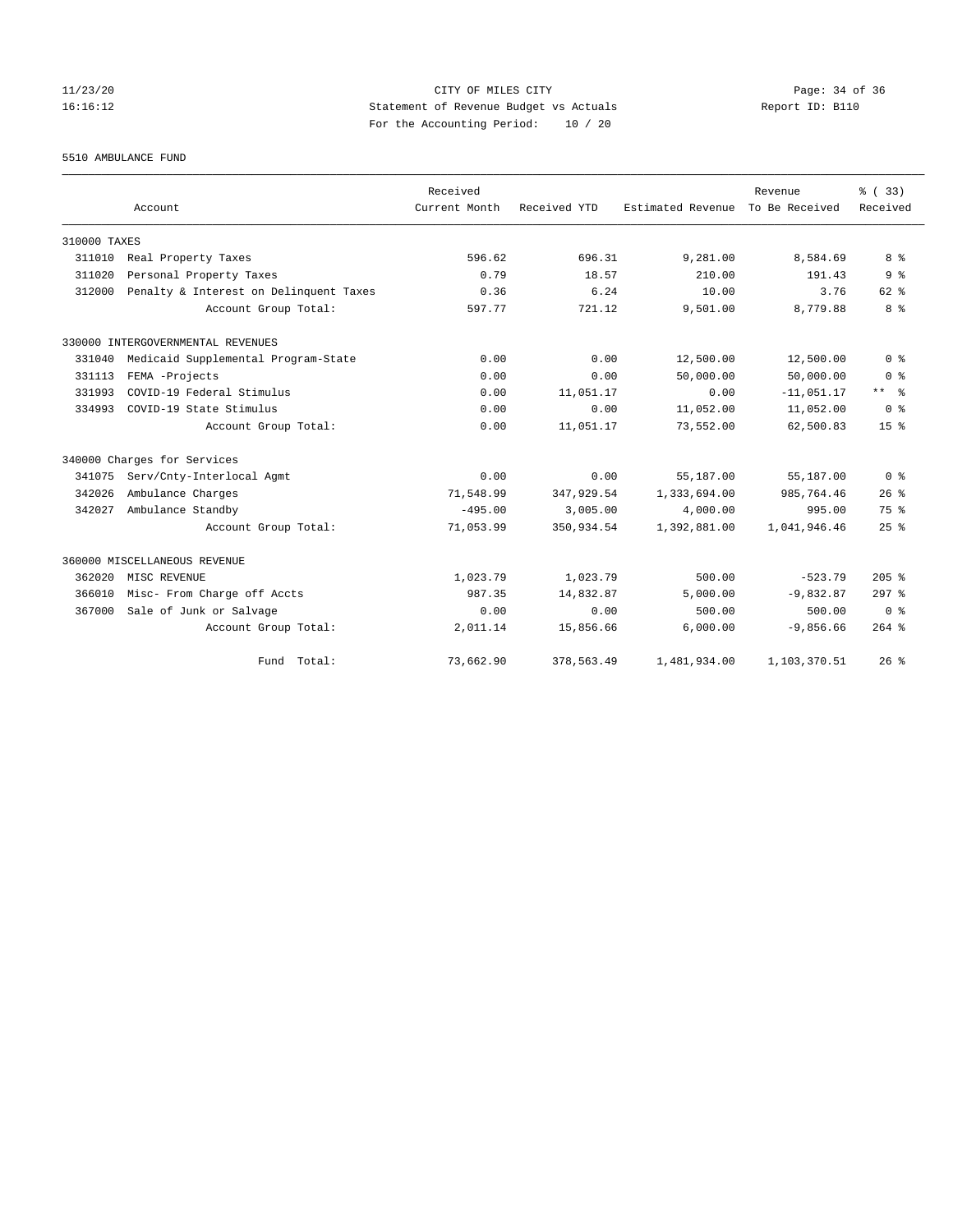CITY OF MILES CITY
Statement of Revenue Budget vs Actuals
For the Accounting Period: 10 / 20

5510 AMBULANCE FUND

| Account | Received Current Month | Received YTD | Estimated Revenue | Revenue To Be Received | % ( 33) Received |
|---|---|---|---|---|---|
| 310000 TAXES | | | | | |
| 311010 Real Property Taxes | 596.62 | 696.31 | 9,281.00 | 8,584.69 | 8 % |
| 311020 Personal Property Taxes | 0.79 | 18.57 | 210.00 | 191.43 | 9 % |
| 312000 Penalty & Interest on Delinquent Taxes | 0.36 | 6.24 | 10.00 | 3.76 | 62 % |
| Account Group Total: | 597.77 | 721.12 | 9,501.00 | 8,779.88 | 8 % |
| 330000 INTERGOVERNMENTAL REVENUES | | | | | |
| 331040 Medicaid Supplemental Program-State | 0.00 | 0.00 | 12,500.00 | 12,500.00 | 0 % |
| 331113 FEMA -Projects | 0.00 | 0.00 | 50,000.00 | 50,000.00 | 0 % |
| 331993 COVID-19 Federal Stimulus | 0.00 | 11,051.17 | 0.00 | -11,051.17 | ** % |
| 334993 COVID-19 State Stimulus | 0.00 | 0.00 | 11,052.00 | 11,052.00 | 0 % |
| Account Group Total: | 0.00 | 11,051.17 | 73,552.00 | 62,500.83 | 15 % |
| 340000 Charges for Services | | | | | |
| 341075 Serv/Cnty-Interlocal Agmt | 0.00 | 0.00 | 55,187.00 | 55,187.00 | 0 % |
| 342026 Ambulance Charges | 71,548.99 | 347,929.54 | 1,333,694.00 | 985,764.46 | 26 % |
| 342027 Ambulance Standby | -495.00 | 3,005.00 | 4,000.00 | 995.00 | 75 % |
| Account Group Total: | 71,053.99 | 350,934.54 | 1,392,881.00 | 1,041,946.46 | 25 % |
| 360000 MISCELLANEOUS REVENUE | | | | | |
| 362020 MISC REVENUE | 1,023.79 | 1,023.79 | 500.00 | -523.79 | 205 % |
| 366010 Misc- From Charge off Accts | 987.35 | 14,832.87 | 5,000.00 | -9,832.87 | 297 % |
| 367000 Sale of Junk or Salvage | 0.00 | 0.00 | 500.00 | 500.00 | 0 % |
| Account Group Total: | 2,011.14 | 15,856.66 | 6,000.00 | -9,856.66 | 264 % |
| Fund Total: | 73,662.90 | 378,563.49 | 1,481,934.00 | 1,103,370.51 | 26 % |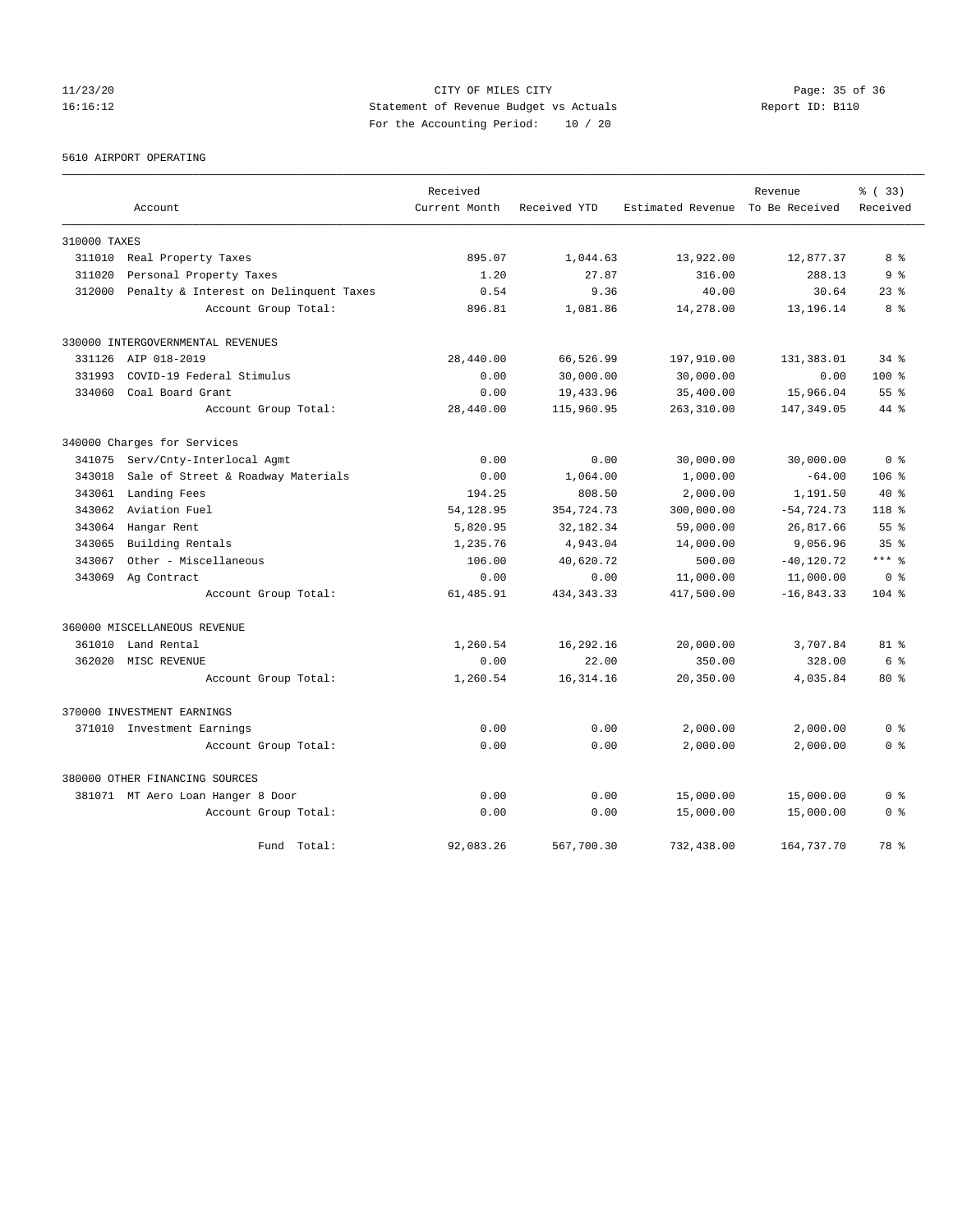CITY OF MILES CITY
Statement of Revenue Budget vs Actuals
For the Accounting Period: 10 / 20

11/23/20
16:16:12

Report ID: B110

5610 AIRPORT OPERATING

| Account | Received Current Month | Received YTD | Estimated Revenue | Revenue To Be Received | % ( 33) Received |
|---|---|---|---|---|---|
| **310000 TAXES** | | | | | |
| 311010 Real Property Taxes | 895.07 | 1,044.63 | 13,922.00 | 12,877.37 | 8 % |
| 311020 Personal Property Taxes | 1.20 | 27.87 | 316.00 | 288.13 | 9 % |
| 312000 Penalty & Interest on Delinquent Taxes | 0.54 | 9.36 | 40.00 | 30.64 | 23 % |
| Account Group Total: | 896.81 | 1,081.86 | 14,278.00 | 13,196.14 | 8 % |
| **330000 INTERGOVERNMENTAL REVENUES** | | | | | |
| 331126 AIP 018-2019 | 28,440.00 | 66,526.99 | 197,910.00 | 131,383.01 | 34 % |
| 331993 COVID-19 Federal Stimulus | 0.00 | 30,000.00 | 30,000.00 | 0.00 | 100 % |
| 334060 Coal Board Grant | 0.00 | 19,433.96 | 35,400.00 | 15,966.04 | 55 % |
| Account Group Total: | 28,440.00 | 115,960.95 | 263,310.00 | 147,349.05 | 44 % |
| **340000 Charges for Services** | | | | | |
| 341075 Serv/Cnty-Interlocal Agmt | 0.00 | 0.00 | 30,000.00 | 30,000.00 | 0 % |
| 343018 Sale of Street & Roadway Materials | 0.00 | 1,064.00 | 1,000.00 | -64.00 | 106 % |
| 343061 Landing Fees | 194.25 | 808.50 | 2,000.00 | 1,191.50 | 40 % |
| 343062 Aviation Fuel | 54,128.95 | 354,724.73 | 300,000.00 | -54,724.73 | 118 % |
| 343064 Hangar Rent | 5,820.95 | 32,182.34 | 59,000.00 | 26,817.66 | 55 % |
| 343065 Building Rentals | 1,235.76 | 4,943.04 | 14,000.00 | 9,056.96 | 35 % |
| 343067 Other - Miscellaneous | 106.00 | 40,620.72 | 500.00 | -40,120.72 | *** % |
| 343069 Ag Contract | 0.00 | 0.00 | 11,000.00 | 11,000.00 | 0 % |
| Account Group Total: | 61,485.91 | 434,343.33 | 417,500.00 | -16,843.33 | 104 % |
| **360000 MISCELLANEOUS REVENUE** | | | | | |
| 361010 Land Rental | 1,260.54 | 16,292.16 | 20,000.00 | 3,707.84 | 81 % |
| 362020 MISC REVENUE | 0.00 | 22.00 | 350.00 | 328.00 | 6 % |
| Account Group Total: | 1,260.54 | 16,314.16 | 20,350.00 | 4,035.84 | 80 % |
| **370000 INVESTMENT EARNINGS** | | | | | |
| 371010 Investment Earnings | 0.00 | 0.00 | 2,000.00 | 2,000.00 | 0 % |
| Account Group Total: | 0.00 | 0.00 | 2,000.00 | 2,000.00 | 0 % |
| **380000 OTHER FINANCING SOURCES** | | | | | |
| 381071 MT Aero Loan Hanger 8 Door | 0.00 | 0.00 | 15,000.00 | 15,000.00 | 0 % |
| Account Group Total: | 0.00 | 0.00 | 15,000.00 | 15,000.00 | 0 % |
| Fund Total: | 92,083.26 | 567,700.30 | 732,438.00 | 164,737.70 | 78 % |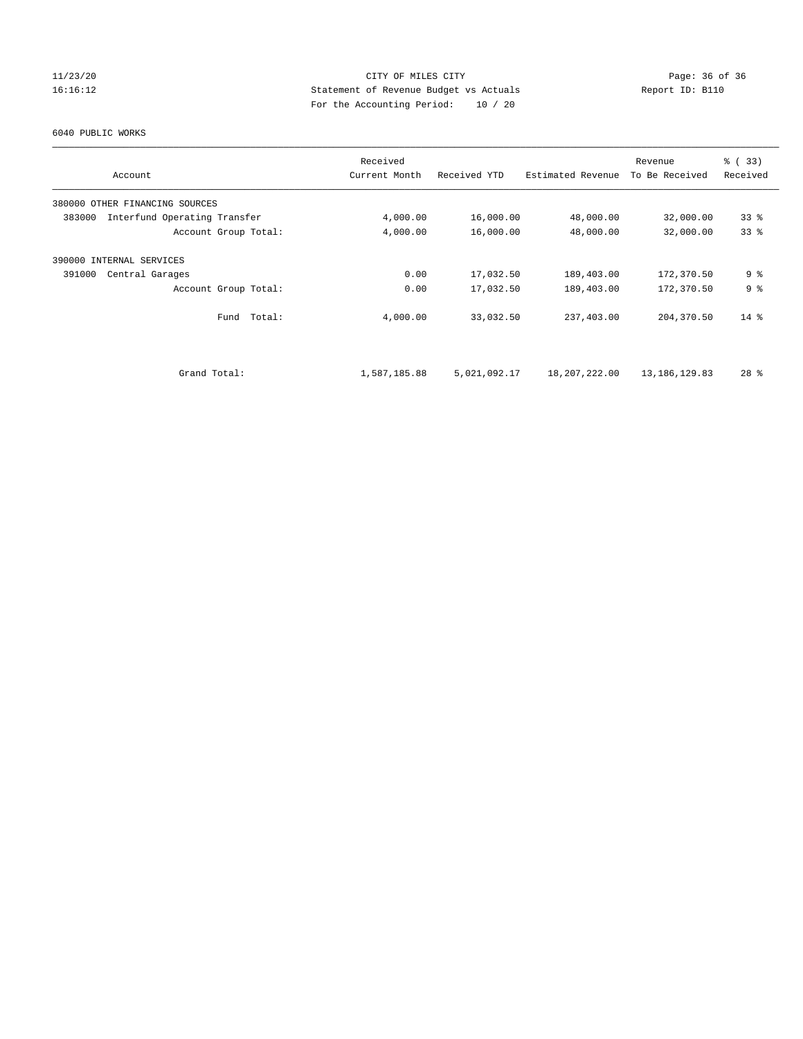CITY OF MILES CITY
Statement of Revenue Budget vs Actuals
For the Accounting Period: 10 / 20

11/23/20
16:16:12

Report ID: B110

6040 PUBLIC WORKS

| Account | Received Current Month | Received YTD | Estimated Revenue | Revenue To Be Received | % ( 33) Received |
|---|---|---|---|---|---|
| 380000 OTHER FINANCING SOURCES | | | | | |
| 383000 Interfund Operating Transfer | 4,000.00 | 16,000.00 | 48,000.00 | 32,000.00 | 33 % |
| Account Group Total: | 4,000.00 | 16,000.00 | 48,000.00 | 32,000.00 | 33 % |
| 390000 INTERNAL SERVICES | | | | | |
| 391000 Central Garages | 0.00 | 17,032.50 | 189,403.00 | 172,370.50 | 9 % |
| Account Group Total: | 0.00 | 17,032.50 | 189,403.00 | 172,370.50 | 9 % |
| Fund Total: | 4,000.00 | 33,032.50 | 237,403.00 | 204,370.50 | 14 % |
| Grand Total: | 1,587,185.88 | 5,021,092.17 | 18,207,222.00 | 13,186,129.83 | 28 % |